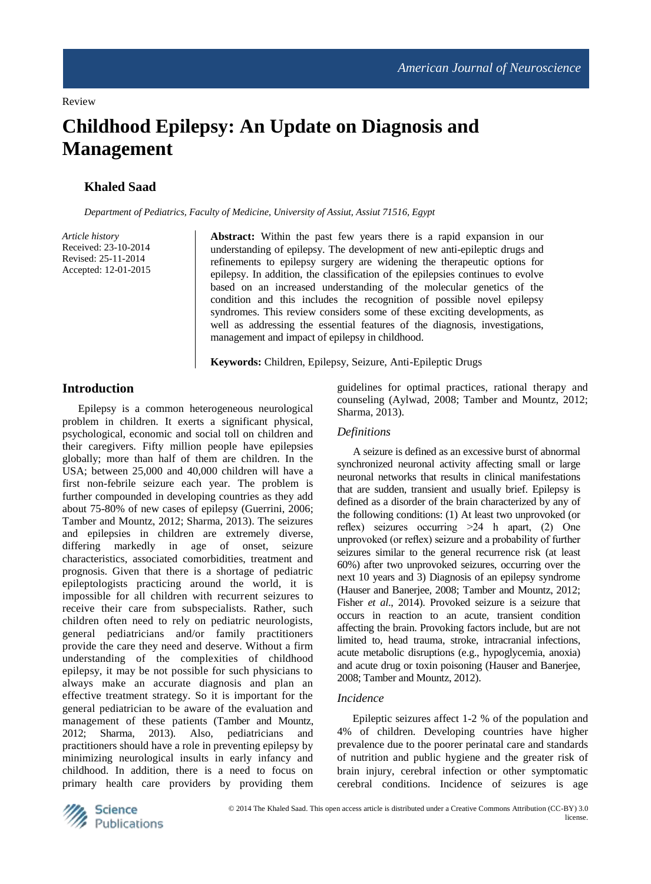Review

# Childhood Epilepsy: An Update on Diagnosis and Management

**Khaled Saad**

*Department of Pediatrics, Faculty of Medicine, University of Assiut, Assiut 71516, Egypt*

*Article history*
Received: 23-10-2014
Revised: 25-11-2014
Accepted: 12-01-2015

**Abstract:** Within the past few years there is a rapid expansion in our understanding of epilepsy. The development of new anti-epileptic drugs and refinements to epilepsy surgery are widening the therapeutic options for epilepsy. In addition, the classification of the epilepsies continues to evolve based on an increased understanding of the molecular genetics of the condition and this includes the recognition of possible novel epilepsy syndromes. This review considers some of these exciting developments, as well as addressing the essential features of the diagnosis, investigations, management and impact of epilepsy in childhood.

**Keywords:** Children, Epilepsy, Seizure, Anti-Epileptic Drugs

## Introduction

Epilepsy is a common heterogeneous neurological problem in children. It exerts a significant physical, psychological, economic and social toll on children and their caregivers. Fifty million people have epilepsies globally; more than half of them are children. In the USA; between 25,000 and 40,000 children will have a first non-febrile seizure each year. The problem is further compounded in developing countries as they add about 75-80% of new cases of epilepsy (Guerrini, 2006; Tamber and Mountz, 2012; Sharma, 2013). The seizures and epilepsies in children are extremely diverse, differing markedly in age of onset, seizure characteristics, associated comorbidities, treatment and prognosis. Given that there is a shortage of pediatric epileptologists practicing around the world, it is impossible for all children with recurrent seizures to receive their care from subspecialists. Rather, such children often need to rely on pediatric neurologists, general pediatricians and/or family practitioners provide the care they need and deserve. Without a firm understanding of the complexities of childhood epilepsy, it may be not possible for such physicians to always make an accurate diagnosis and plan an effective treatment strategy. So it is important for the general pediatrician to be aware of the evaluation and management of these patients (Tamber and Mountz, 2012; Sharma, 2013). Also, pediatricians and practitioners should have a role in preventing epilepsy by minimizing neurological insults in early infancy and childhood. In addition, there is a need to focus on primary health care providers by providing them guidelines for optimal practices, rational therapy and counseling (Aylwad, 2008; Tamber and Mountz, 2012; Sharma, 2013).

### Definitions

A seizure is defined as an excessive burst of abnormal synchronized neuronal activity affecting small or large neuronal networks that results in clinical manifestations that are sudden, transient and usually brief. Epilepsy is defined as a disorder of the brain characterized by any of the following conditions: (1) At least two unprovoked (or reflex) seizures occurring >24 h apart, (2) One unprovoked (or reflex) seizure and a probability of further seizures similar to the general recurrence risk (at least 60%) after two unprovoked seizures, occurring over the next 10 years and 3) Diagnosis of an epilepsy syndrome (Hauser and Banerjee, 2008; Tamber and Mountz, 2012; Fisher *et al*., 2014). Provoked seizure is a seizure that occurs in reaction to an acute, transient condition affecting the brain. Provoking factors include, but are not limited to, head trauma, stroke, intracranial infections, acute metabolic disruptions (e.g., hypoglycemia, anoxia) and acute drug or toxin poisoning (Hauser and Banerjee, 2008; Tamber and Mountz, 2012).

### Incidence

Epileptic seizures affect 1-2 % of the population and 4% of children. Developing countries have higher prevalence due to the poorer perinatal care and standards of nutrition and public hygiene and the greater risk of brain injury, cerebral infection or other symptomatic cerebral conditions. Incidence of seizures is age

© 2014 The Khaled Saad. This open access article is distributed under a Creative Commons Attribution (CC-BY) 3.0 license.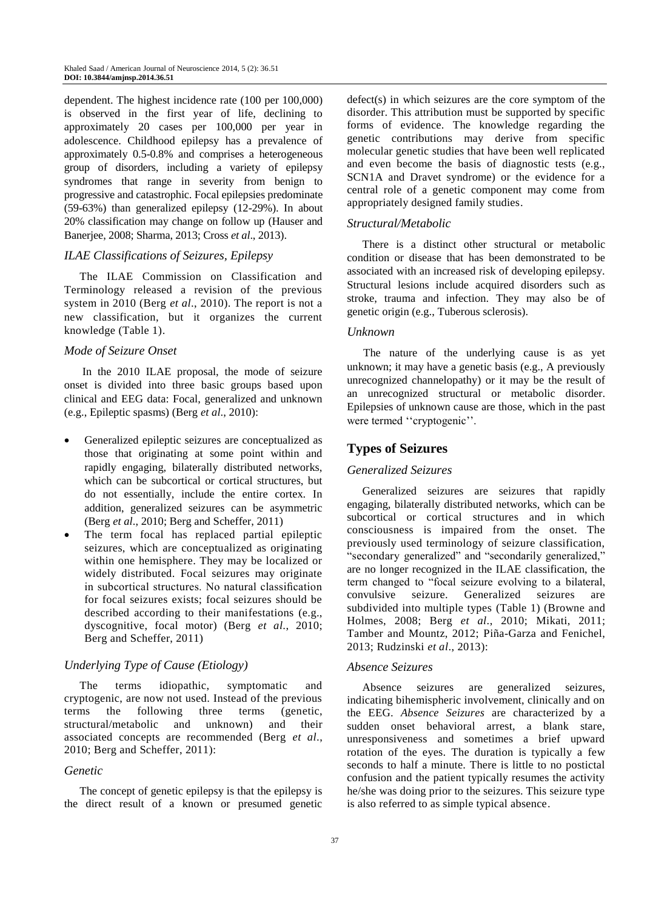dependent. The highest incidence rate (100 per 100,000) is observed in the first year of life, declining to approximately 20 cases per 100,000 per year in adolescence. Childhood epilepsy has a prevalence of approximately 0.5-0.8% and comprises a heterogeneous group of disorders, including a variety of epilepsy syndromes that range in severity from benign to progressive and catastrophic. Focal epilepsies predominate (59-63%) than generalized epilepsy (12-29%). In about 20% classification may change on follow up (Hauser and Banerjee, 2008; Sharma, 2013; Cross *et al*., 2013).

### *ILAE Classifications of Seizures, Epilepsy*

The ILAE Commission on Classification and Terminology released a revision of the previous system in 2010 (Berg *et al*., 2010). The report is not a new classification, but it organizes the current knowledge (Table 1).

### *Mode of Seizure Onset*

In the 2010 ILAE proposal, the mode of seizure onset is divided into three basic groups based upon clinical and EEG data: Focal, generalized and unknown (e.g., Epileptic spasms) (Berg *et al*., 2010):

- Generalized epileptic seizures are conceptualized as those that originating at some point within and rapidly engaging, bilaterally distributed networks, which can be subcortical or cortical structures, but do not essentially, include the entire cortex. In addition, generalized seizures can be asymmetric (Berg *et al*., 2010; Berg and Scheffer, 2011)
- The term focal has replaced partial epileptic seizures, which are conceptualized as originating within one hemisphere. They may be localized or widely distributed. Focal seizures may originate in subcortical structures. No natural classification for focal seizures exists; focal seizures should be described according to their manifestations (e.g., dyscognitive, focal motor) (Berg *et al*., 2010; Berg and Scheffer, 2011)

### *Underlying Type of Cause (Etiology)*

The terms idiopathic, symptomatic and cryptogenic, are now not used. Instead of the previous terms the following three terms (genetic, structural/metabolic and unknown) and their associated concepts are recommended (Berg *et al*., 2010; Berg and Scheffer, 2011):

### *Genetic*

The concept of genetic epilepsy is that the epilepsy is the direct result of a known or presumed genetic defect(s) in which seizures are the core symptom of the disorder. This attribution must be supported by specific forms of evidence. The knowledge regarding the genetic contributions may derive from specific molecular genetic studies that have been well replicated and even become the basis of diagnostic tests (e.g., SCN1A and Dravet syndrome) or the evidence for a central role of a genetic component may come from appropriately designed family studies.

### *Structural/Metabolic*

There is a distinct other structural or metabolic condition or disease that has been demonstrated to be associated with an increased risk of developing epilepsy. Structural lesions include acquired disorders such as stroke, trauma and infection. They may also be of genetic origin (e.g., Tuberous sclerosis).

### *Unknown*

The nature of the underlying cause is as yet unknown; it may have a genetic basis (e.g., A previously unrecognized channelopathy) or it may be the result of an unrecognized structural or metabolic disorder. Epilepsies of unknown cause are those, which in the past were termed ''cryptogenic''.

## Types of Seizures

### *Generalized Seizures*

Generalized seizures are seizures that rapidly engaging, bilaterally distributed networks, which can be subcortical or cortical structures and in which consciousness is impaired from the onset. The previously used terminology of seizure classification, "secondary generalized" and "secondarily generalized," are no longer recognized in the ILAE classification, the term changed to "focal seizure evolving to a bilateral, convulsive seizure. Generalized seizures are subdivided into multiple types (Table 1) (Browne and Holmes, 2008; Berg *et al*., 2010; Mikati, 2011; Tamber and Mountz, 2012; Piña-Garza and Fenichel, 2013; Rudzinski *et al*., 2013):

### *Absence Seizures*

Absence seizures are generalized seizures, indicating bihemispheric involvement, clinically and on the EEG. *Absence Seizures* are characterized by a sudden onset behavioral arrest, a blank stare, unresponsiveness and sometimes a brief upward rotation of the eyes. The duration is typically a few seconds to half a minute. There is little to no postictal confusion and the patient typically resumes the activity he/she was doing prior to the seizures. This seizure type is also referred to as simple typical absence.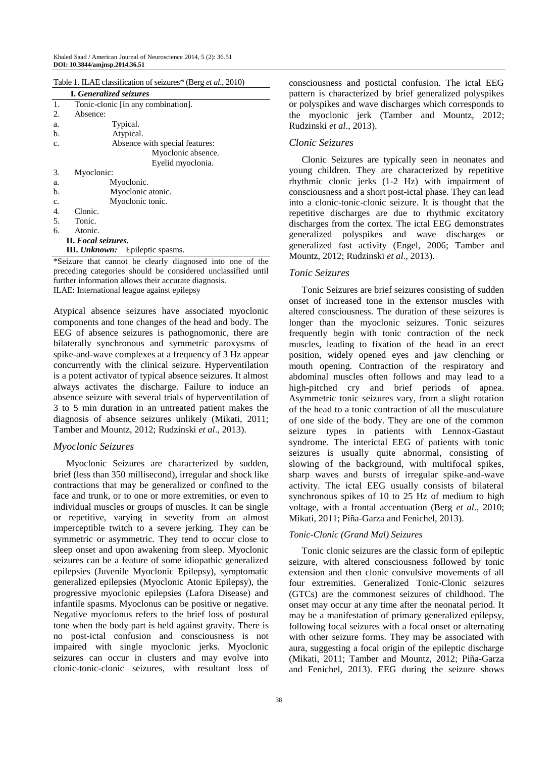Table 1. ILAE classification of seizures* (Berg *et al*., 2010)

| | |
|---|---|
| | **I.** ***Generalized seizures*** |
| 1. | Tonic-clonic [in any combination]. |
| 2. | Absence: |
| a. | Typical. |
| b. | Atypical. |
| c. | Absence with special features: |
| | Myoclonic absence. |
| | Eyelid myoclonia. |
| 3. | Myoclonic: |
| a. | Myoclonic. |
| b. | Myoclonic atonic. |
| c. | Myoclonic tonic. |
| 4. | Clonic. |
| 5. | Tonic. |
| 6. | Atonic. |
| | **II.** ***Focal seizures.*** |
| | **III.** ***Unknown:*** Epileptic spasms. |

*Seizure that cannot be clearly diagnosed into one of the preceding categories should be considered unclassified until further information allows their accurate diagnosis.
ILAE: International league against epilepsy

Atypical absence seizures have associated myoclonic components and tone changes of the head and body. The EEG of absence seizures is pathognomonic, there are bilaterally synchronous and symmetric paroxysms of spike-and-wave complexes at a frequency of 3 Hz appear concurrently with the clinical seizure. Hyperventilation is a potent activator of typical absence seizures. It almost always activates the discharge. Failure to induce an absence seizure with several trials of hyperventilation of 3 to 5 min duration in an untreated patient makes the diagnosis of absence seizures unlikely (Mikati, 2011; Tamber and Mountz, 2012; Rudzinski *et al*., 2013).

## *Myoclonic Seizures*

Myoclonic Seizures are characterized by sudden, brief (less than 350 millisecond), irregular and shock like contractions that may be generalized or confined to the face and trunk, or to one or more extremities, or even to individual muscles or groups of muscles. It can be single or repetitive, varying in severity from an almost imperceptible twitch to a severe jerking. They can be symmetric or asymmetric. They tend to occur close to sleep onset and upon awakening from sleep. Myoclonic seizures can be a feature of some idiopathic generalized epilepsies (Juvenile Myoclonic Epilepsy), symptomatic generalized epilepsies (Myoclonic Atonic Epilepsy), the progressive myoclonic epilepsies (Lafora Disease) and infantile spasms. Myoclonus can be positive or negative. Negative myoclonus refers to the brief loss of postural tone when the body part is held against gravity. There is no post-ictal confusion and consciousness is not impaired with single myoclonic jerks. Myoclonic seizures can occur in clusters and may evolve into clonic-tonic-clonic seizures, with resultant loss of consciousness and postictal confusion. The ictal EEG pattern is characterized by brief generalized polyspikes or polyspikes and wave discharges which corresponds to the myoclonic jerk (Tamber and Mountz, 2012; Rudzinski *et al*., 2013).

## *Clonic Seizures*

Clonic Seizures are typically seen in neonates and young children. They are characterized by repetitive rhythmic clonic jerks (1-2 Hz) with impairment of consciousness and a short post-ictal phase. They can lead into a clonic-tonic-clonic seizure. It is thought that the repetitive discharges are due to rhythmic excitatory discharges from the cortex. The ictal EEG demonstrates generalized polyspikes and wave discharges or generalized fast activity (Engel, 2006; Tamber and Mountz, 2012; Rudzinski *et al*., 2013).

## *Tonic Seizures*

Tonic Seizures are brief seizures consisting of sudden onset of increased tone in the extensor muscles with altered consciousness. The duration of these seizures is longer than the myoclonic seizures. Tonic seizures frequently begin with tonic contraction of the neck muscles, leading to fixation of the head in an erect position, widely opened eyes and jaw clenching or mouth opening. Contraction of the respiratory and abdominal muscles often follows and may lead to a high-pitched cry and brief periods of apnea. Asymmetric tonic seizures vary, from a slight rotation of the head to a tonic contraction of all the musculature of one side of the body. They are one of the common seizure types in patients with Lennox-Gastaut syndrome. The interictal EEG of patients with tonic seizures is usually quite abnormal, consisting of slowing of the background, with multifocal spikes, sharp waves and bursts of irregular spike-and-wave activity. The ictal EEG usually consists of bilateral synchronous spikes of 10 to 25 Hz of medium to high voltage, with a frontal accentuation (Berg *et al*., 2010; Mikati, 2011; Piña-Garza and Fenichel, 2013).

### *Tonic-Clonic (Grand Mal) Seizures*

Tonic clonic seizures are the classic form of epileptic seizure, with altered consciousness followed by tonic extension and then clonic convulsive movements of all four extremities. Generalized Tonic-Clonic seizures (GTCs) are the commonest seizures of childhood. The onset may occur at any time after the neonatal period. It may be a manifestation of primary generalized epilepsy, following focal seizures with a focal onset or alternating with other seizure forms. They may be associated with aura, suggesting a focal origin of the epileptic discharge (Mikati, 2011; Tamber and Mountz, 2012; Piña-Garza and Fenichel, 2013). EEG during the seizure shows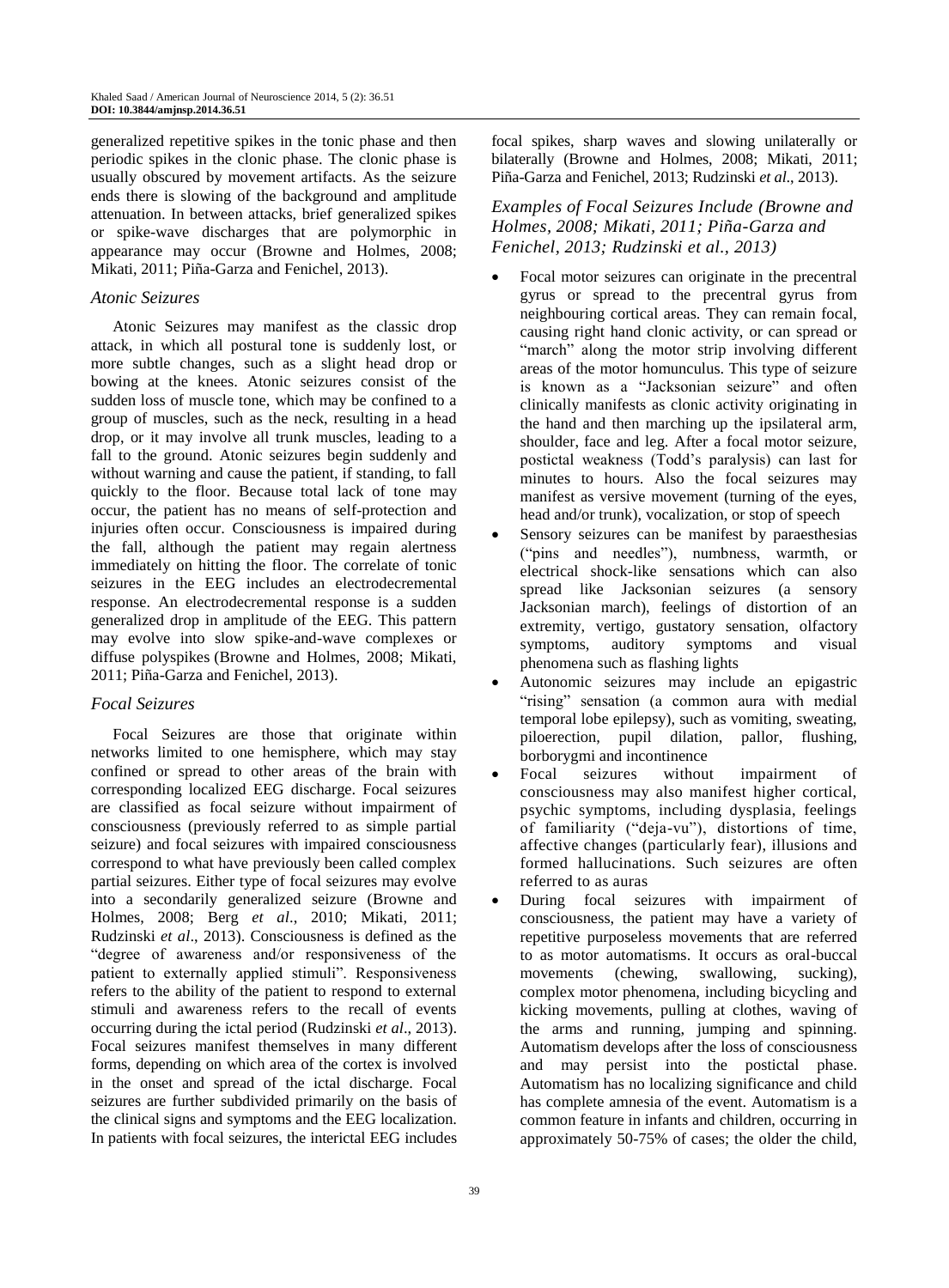generalized repetitive spikes in the tonic phase and then periodic spikes in the clonic phase. The clonic phase is usually obscured by movement artifacts. As the seizure ends there is slowing of the background and amplitude attenuation. In between attacks, brief generalized spikes or spike-wave discharges that are polymorphic in appearance may occur (Browne and Holmes, 2008; Mikati, 2011; Piña-Garza and Fenichel, 2013).

### *Atonic Seizures*

Atonic Seizures may manifest as the classic drop attack, in which all postural tone is suddenly lost, or more subtle changes, such as a slight head drop or bowing at the knees. Atonic seizures consist of the sudden loss of muscle tone, which may be confined to a group of muscles, such as the neck, resulting in a head drop, or it may involve all trunk muscles, leading to a fall to the ground. Atonic seizures begin suddenly and without warning and cause the patient, if standing, to fall quickly to the floor. Because total lack of tone may occur, the patient has no means of self-protection and injuries often occur. Consciousness is impaired during the fall, although the patient may regain alertness immediately on hitting the floor. The correlate of tonic seizures in the EEG includes an electrodecremental response. An electrodecremental response is a sudden generalized drop in amplitude of the EEG. This pattern may evolve into slow spike-and-wave complexes or diffuse polyspikes (Browne and Holmes, 2008; Mikati, 2011; Piña-Garza and Fenichel, 2013).

### *Focal Seizures*

Focal Seizures are those that originate within networks limited to one hemisphere, which may stay confined or spread to other areas of the brain with corresponding localized EEG discharge. Focal seizures are classified as focal seizure without impairment of consciousness (previously referred to as simple partial seizure) and focal seizures with impaired consciousness correspond to what have previously been called complex partial seizures. Either type of focal seizures may evolve into a secondarily generalized seizure (Browne and Holmes, 2008; Berg *et al*., 2010; Mikati, 2011; Rudzinski *et al*., 2013). Consciousness is defined as the "degree of awareness and/or responsiveness of the patient to externally applied stimuli". Responsiveness refers to the ability of the patient to respond to external stimuli and awareness refers to the recall of events occurring during the ictal period (Rudzinski *et al*., 2013). Focal seizures manifest themselves in many different forms, depending on which area of the cortex is involved in the onset and spread of the ictal discharge. Focal seizures are further subdivided primarily on the basis of the clinical signs and symptoms and the EEG localization. In patients with focal seizures, the interictal EEG includes focal spikes, sharp waves and slowing unilaterally or bilaterally (Browne and Holmes, 2008; Mikati, 2011; Piña-Garza and Fenichel, 2013; Rudzinski *et al*., 2013).

### *Examples of Focal Seizures Include (Browne and Holmes, 2008; Mikati, 2011; Piña-Garza and Fenichel, 2013; Rudzinski et al., 2013)*

- Focal motor seizures can originate in the precentral gyrus or spread to the precentral gyrus from neighbouring cortical areas. They can remain focal, causing right hand clonic activity, or can spread or "march" along the motor strip involving different areas of the motor homunculus. This type of seizure is known as a "Jacksonian seizure" and often clinically manifests as clonic activity originating in the hand and then marching up the ipsilateral arm, shoulder, face and leg. After a focal motor seizure, postictal weakness (Todd's paralysis) can last for minutes to hours. Also the focal seizures may manifest as versive movement (turning of the eyes, head and/or trunk), vocalization, or stop of speech
- Sensory seizures can be manifest by paraesthesias ("pins and needles"), numbness, warmth, or electrical shock-like sensations which can also spread like Jacksonian seizures (a sensory Jacksonian march), feelings of distortion of an extremity, vertigo, gustatory sensation, olfactory symptoms, auditory symptoms and visual phenomena such as flashing lights
- Autonomic seizures may include an epigastric "rising" sensation (a common aura with medial temporal lobe epilepsy), such as vomiting, sweating, piloerection, pupil dilation, pallor, flushing, borborygmi and incontinence
- Focal seizures without impairment of consciousness may also manifest higher cortical, psychic symptoms, including dysplasia, feelings of familiarity ("deja-vu"), distortions of time, affective changes (particularly fear), illusions and formed hallucinations. Such seizures are often referred to as auras
- During focal seizures with impairment of consciousness, the patient may have a variety of repetitive purposeless movements that are referred to as motor automatisms. It occurs as oral-buccal movements (chewing, swallowing, sucking), complex motor phenomena, including bicycling and kicking movements, pulling at clothes, waving of the arms and running, jumping and spinning. Automatism develops after the loss of consciousness and may persist into the postictal phase. Automatism has no localizing significance and child has complete amnesia of the event. Automatism is a common feature in infants and children, occurring in approximately 50-75% of cases; the older the child,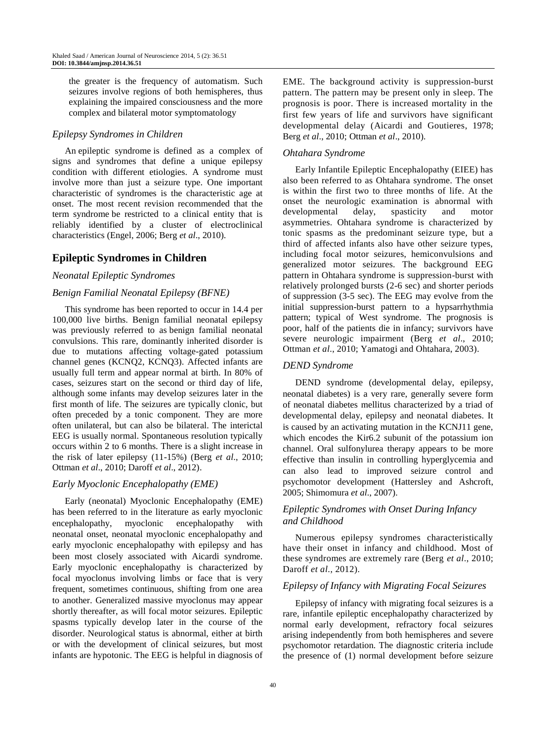the greater is the frequency of automatism. Such seizures involve regions of both hemispheres, thus explaining the impaired consciousness and the more complex and bilateral motor symptomatology

### *Epilepsy Syndromes in Children*

An epileptic syndrome is defined as a complex of signs and syndromes that define a unique epilepsy condition with different etiologies. A syndrome must involve more than just a seizure type. One important characteristic of syndromes is the characteristic age at onset. The most recent revision recommended that the term syndrome be restricted to a clinical entity that is reliably identified by a cluster of electroclinical characteristics (Engel, 2006; Berg *et al*., 2010).

## Epileptic Syndromes in Children

### *Neonatal Epileptic Syndromes*

### *Benign Familial Neonatal Epilepsy (BFNE)*

This syndrome has been reported to occur in 14.4 per 100,000 live births. Benign familial neonatal epilepsy was previously referred to as benign familial neonatal convulsions. This rare, dominantly inherited disorder is due to mutations affecting voltage-gated potassium channel genes (KCNQ2, KCNQ3). Affected infants are usually full term and appear normal at birth. In 80% of cases, seizures start on the second or third day of life, although some infants may develop seizures later in the first month of life. The seizures are typically clonic, but often preceded by a tonic component. They are more often unilateral, but can also be bilateral. The interictal EEG is usually normal. Spontaneous resolution typically occurs within 2 to 6 months. There is a slight increase in the risk of later epilepsy (11-15%) (Berg *et al*., 2010; Ottman *et al*., 2010; Daroff *et al*., 2012).

### *Early Myoclonic Encephalopathy (EME)*

Early (neonatal) Myoclonic Encephalopathy (EME) has been referred to in the literature as early myoclonic encephalopathy, myoclonic encephalopathy with neonatal onset, neonatal myoclonic encephalopathy and early myoclonic encephalopathy with epilepsy and has been most closely associated with Aicardi syndrome. Early myoclonic encephalopathy is characterized by focal myoclonus involving limbs or face that is very frequent, sometimes continuous, shifting from one area to another. Generalized massive myoclonus may appear shortly thereafter, as will focal motor seizures. Epileptic spasms typically develop later in the course of the disorder. Neurological status is abnormal, either at birth or with the development of clinical seizures, but most infants are hypotonic. The EEG is helpful in diagnosis of EME. The background activity is suppression-burst pattern. The pattern may be present only in sleep. The prognosis is poor. There is increased mortality in the first few years of life and survivors have significant developmental delay (Aicardi and Goutieres, 1978; Berg *et al*., 2010; Ottman *et al*., 2010).

### *Ohtahara Syndrome*

Early Infantile Epileptic Encephalopathy (EIEE) has also been referred to as Ohtahara syndrome. The onset is within the first two to three months of life. At the onset the neurologic examination is abnormal with developmental delay, spasticity and motor asymmetries. Ohtahara syndrome is characterized by tonic spasms as the predominant seizure type, but a third of affected infants also have other seizure types, including focal motor seizures, hemiconvulsions and generalized motor seizures. The background EEG pattern in Ohtahara syndrome is suppression-burst with relatively prolonged bursts (2-6 sec) and shorter periods of suppression (3-5 sec). The EEG may evolve from the initial suppression-burst pattern to a hypsarrhythmia pattern; typical of West syndrome. The prognosis is poor, half of the patients die in infancy; survivors have severe neurologic impairment (Berg *et al*., 2010; Ottman *et al*., 2010; Yamatogi and Ohtahara, 2003).

### *DEND Syndrome*

DEND syndrome (developmental delay, epilepsy, neonatal diabetes) is a very rare, generally severe form of neonatal diabetes mellitus characterized by a triad of developmental delay, epilepsy and neonatal diabetes. It is caused by an activating mutation in the KCNJ11 gene, which encodes the Kir6.2 subunit of the potassium ion channel. Oral sulfonylurea therapy appears to be more effective than insulin in controlling hyperglycemia and can also lead to improved seizure control and psychomotor development (Hattersley and Ashcroft, 2005; Shimomura *et al*., 2007).

### *Epileptic Syndromes with Onset During Infancy and Childhood*

Numerous epilepsy syndromes characteristically have their onset in infancy and childhood. Most of these syndromes are extremely rare (Berg *et al*., 2010; Daroff *et al*., 2012).

### *Epilepsy of Infancy with Migrating Focal Seizures*

Epilepsy of infancy with migrating focal seizures is a rare, infantile epileptic encephalopathy characterized by normal early development, refractory focal seizures arising independently from both hemispheres and severe psychomotor retardation. The diagnostic criteria include the presence of (1) normal development before seizure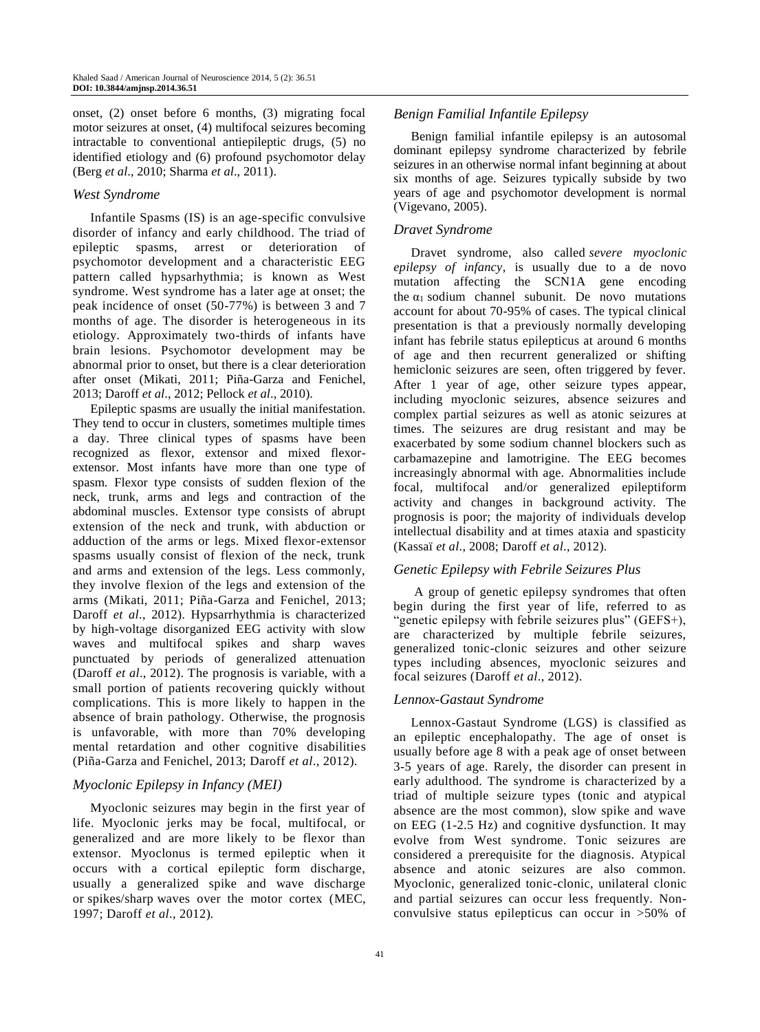onset, (2) onset before 6 months, (3) migrating focal motor seizures at onset, (4) multifocal seizures becoming intractable to conventional antiepileptic drugs, (5) no identified etiology and (6) profound psychomotor delay (Berg *et al*., 2010; Sharma *et al*., 2011).

### *West Syndrome*

Infantile Spasms (IS) is an age-specific convulsive disorder of infancy and early childhood. The triad of epileptic spasms, arrest or deterioration of psychomotor development and a characteristic EEG pattern called hypsarhythmia; is known as West syndrome. West syndrome has a later age at onset; the peak incidence of onset (50-77%) is between 3 and 7 months of age. The disorder is heterogeneous in its etiology. Approximately two-thirds of infants have brain lesions. Psychomotor development may be abnormal prior to onset, but there is a clear deterioration after onset (Mikati, 2011; Piña-Garza and Fenichel, 2013; Daroff *et al*., 2012; Pellock *et al*., 2010).

Epileptic spasms are usually the initial manifestation. They tend to occur in clusters, sometimes multiple times a day. Three clinical types of spasms have been recognized as flexor, extensor and mixed flexor-extensor. Most infants have more than one type of spasm. Flexor type consists of sudden flexion of the neck, trunk, arms and legs and contraction of the abdominal muscles. Extensor type consists of abrupt extension of the neck and trunk, with abduction or adduction of the arms or legs. Mixed flexor-extensor spasms usually consist of flexion of the neck, trunk and arms and extension of the legs. Less commonly, they involve flexion of the legs and extension of the arms (Mikati, 2011; Piña-Garza and Fenichel, 2013; Daroff *et al*., 2012). Hypsarrhythmia is characterized by high-voltage disorganized EEG activity with slow waves and multifocal spikes and sharp waves punctuated by periods of generalized attenuation (Daroff *et al*., 2012). The prognosis is variable, with a small portion of patients recovering quickly without complications. This is more likely to happen in the absence of brain pathology. Otherwise, the prognosis is unfavorable, with more than 70% developing mental retardation and other cognitive disabilities (Piña-Garza and Fenichel, 2013; Daroff *et al*., 2012).

### *Myoclonic Epilepsy in Infancy (MEI)*

Myoclonic seizures may begin in the first year of life. Myoclonic jerks may be focal, multifocal, or generalized and are more likely to be flexor than extensor. Myoclonus is termed epileptic when it occurs with a cortical epileptic form discharge, usually a generalized spike and wave discharge or spikes/sharp waves over the motor cortex (MEC, 1997; Daroff *et al*., 2012).

### *Benign Familial Infantile Epilepsy*

Benign familial infantile epilepsy is an autosomal dominant epilepsy syndrome characterized by febrile seizures in an otherwise normal infant beginning at about six months of age. Seizures typically subside by two years of age and psychomotor development is normal (Vigevano, 2005).

### *Dravet Syndrome*

Dravet syndrome, also called *severe myoclonic epilepsy of infancy*, is usually due to a de novo mutation affecting the SCN1A gene encoding the $\alpha_1$ sodium channel subunit. De novo mutations account for about 70-95% of cases. The typical clinical presentation is that a previously normally developing infant has febrile status epilepticus at around 6 months of age and then recurrent generalized or shifting hemiclonic seizures are seen, often triggered by fever. After 1 year of age, other seizure types appear, including myoclonic seizures, absence seizures and complex partial seizures as well as atonic seizures at times. The seizures are drug resistant and may be exacerbated by some sodium channel blockers such as carbamazepine and lamotrigine. The EEG becomes increasingly abnormal with age. Abnormalities include focal, multifocal and/or generalized epileptiform activity and changes in background activity. The prognosis is poor; the majority of individuals develop intellectual disability and at times ataxia and spasticity (Kassaï *et al*., 2008; Daroff *et al*., 2012).

### *Genetic Epilepsy with Febrile Seizures Plus*

A group of genetic epilepsy syndromes that often begin during the first year of life, referred to as "genetic epilepsy with febrile seizures plus" (GEFS+), are characterized by multiple febrile seizures, generalized tonic-clonic seizures and other seizure types including absences, myoclonic seizures and focal seizures (Daroff *et al*., 2012).

### *Lennox-Gastaut Syndrome*

Lennox-Gastaut Syndrome (LGS) is classified as an epileptic encephalopathy. The age of onset is usually before age 8 with a peak age of onset between 3-5 years of age. Rarely, the disorder can present in early adulthood. The syndrome is characterized by a triad of multiple seizure types (tonic and atypical absence are the most common), slow spike and wave on EEG (1-2.5 Hz) and cognitive dysfunction. It may evolve from West syndrome. Tonic seizures are considered a prerequisite for the diagnosis. Atypical absence and atonic seizures are also common. Myoclonic, generalized tonic-clonic, unilateral clonic and partial seizures can occur less frequently. Non-convulsive status epilepticus can occur in >50% of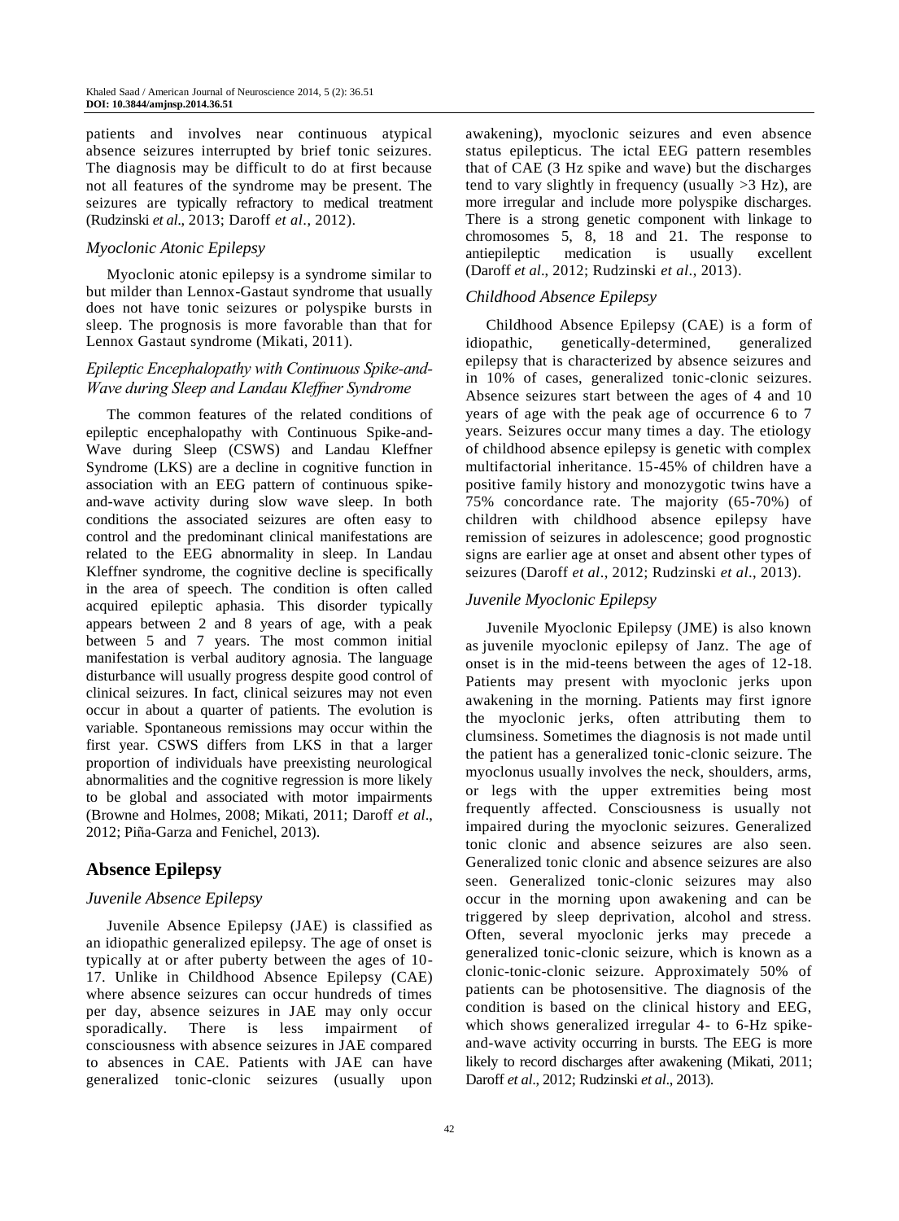patients and involves near continuous atypical absence seizures interrupted by brief tonic seizures. The diagnosis may be difficult to do at first because not all features of the syndrome may be present. The seizures are typically refractory to medical treatment (Rudzinski *et al*., 2013; Daroff *et al*., 2012).

### *Myoclonic Atonic Epilepsy*

Myoclonic atonic epilepsy is a syndrome similar to but milder than Lennox-Gastaut syndrome that usually does not have tonic seizures or polyspike bursts in sleep. The prognosis is more favorable than that for Lennox Gastaut syndrome (Mikati, 2011).

### *Epileptic Encephalopathy with Continuous Spike-and-Wave during Sleep and Landau Kleffner Syndrome*

The common features of the related conditions of epileptic encephalopathy with Continuous Spike-and-Wave during Sleep (CSWS) and Landau Kleffner Syndrome (LKS) are a decline in cognitive function in association with an EEG pattern of continuous spike-and-wave activity during slow wave sleep. In both conditions the associated seizures are often easy to control and the predominant clinical manifestations are related to the EEG abnormality in sleep. In Landau Kleffner syndrome, the cognitive decline is specifically in the area of speech. The condition is often called acquired epileptic aphasia. This disorder typically appears between 2 and 8 years of age, with a peak between 5 and 7 years. The most common initial manifestation is verbal auditory agnosia. The language disturbance will usually progress despite good control of clinical seizures. In fact, clinical seizures may not even occur in about a quarter of patients. The evolution is variable. Spontaneous remissions may occur within the first year. CSWS differs from LKS in that a larger proportion of individuals have preexisting neurological abnormalities and the cognitive regression is more likely to be global and associated with motor impairments (Browne and Holmes, 2008; Mikati, 2011; Daroff *et al*., 2012; Piña-Garza and Fenichel, 2013).

## **Absence Epilepsy**

### *Juvenile Absence Epilepsy*

Juvenile Absence Epilepsy (JAE) is classified as an idiopathic generalized epilepsy. The age of onset is typically at or after puberty between the ages of 10-17. Unlike in Childhood Absence Epilepsy (CAE) where absence seizures can occur hundreds of times per day, absence seizures in JAE may only occur sporadically. There is less impairment of consciousness with absence seizures in JAE compared to absences in CAE. Patients with JAE can have generalized tonic-clonic seizures (usually upon awakening), myoclonic seizures and even absence status epilepticus. The ictal EEG pattern resembles that of CAE (3 Hz spike and wave) but the discharges tend to vary slightly in frequency (usually >3 Hz), are more irregular and include more polyspike discharges. There is a strong genetic component with linkage to chromosomes 5, 8, 18 and 21. The response to antiepileptic medication is usually excellent (Daroff *et al*., 2012; Rudzinski *et al*., 2013).

### *Childhood Absence Epilepsy*

Childhood Absence Epilepsy (CAE) is a form of idiopathic, genetically-determined, generalized epilepsy that is characterized by absence seizures and in 10% of cases, generalized tonic-clonic seizures. Absence seizures start between the ages of 4 and 10 years of age with the peak age of occurrence 6 to 7 years. Seizures occur many times a day. The etiology of childhood absence epilepsy is genetic with complex multifactorial inheritance. 15-45% of children have a positive family history and monozygotic twins have a 75% concordance rate. The majority (65-70%) of children with childhood absence epilepsy have remission of seizures in adolescence; good prognostic signs are earlier age at onset and absent other types of seizures (Daroff *et al*., 2012; Rudzinski *et al*., 2013).

### *Juvenile Myoclonic Epilepsy*

Juvenile Myoclonic Epilepsy (JME) is also known as juvenile myoclonic epilepsy of Janz. The age of onset is in the mid-teens between the ages of 12-18. Patients may present with myoclonic jerks upon awakening in the morning. Patients may first ignore the myoclonic jerks, often attributing them to clumsiness. Sometimes the diagnosis is not made until the patient has a generalized tonic-clonic seizure. The myoclonus usually involves the neck, shoulders, arms, or legs with the upper extremities being most frequently affected. Consciousness is usually not impaired during the myoclonic seizures. Generalized tonic clonic and absence seizures are also seen. Generalized tonic clonic and absence seizures are also seen. Generalized tonic-clonic seizures may also occur in the morning upon awakening and can be triggered by sleep deprivation, alcohol and stress. Often, several myoclonic jerks may precede a generalized tonic-clonic seizure, which is known as a clonic-tonic-clonic seizure. Approximately 50% of patients can be photosensitive. The diagnosis of the condition is based on the clinical history and EEG, which shows generalized irregular 4- to 6-Hz spike-and-wave activity occurring in bursts. The EEG is more likely to record discharges after awakening (Mikati, 2011; Daroff *et al*., 2012; Rudzinski *et al*., 2013).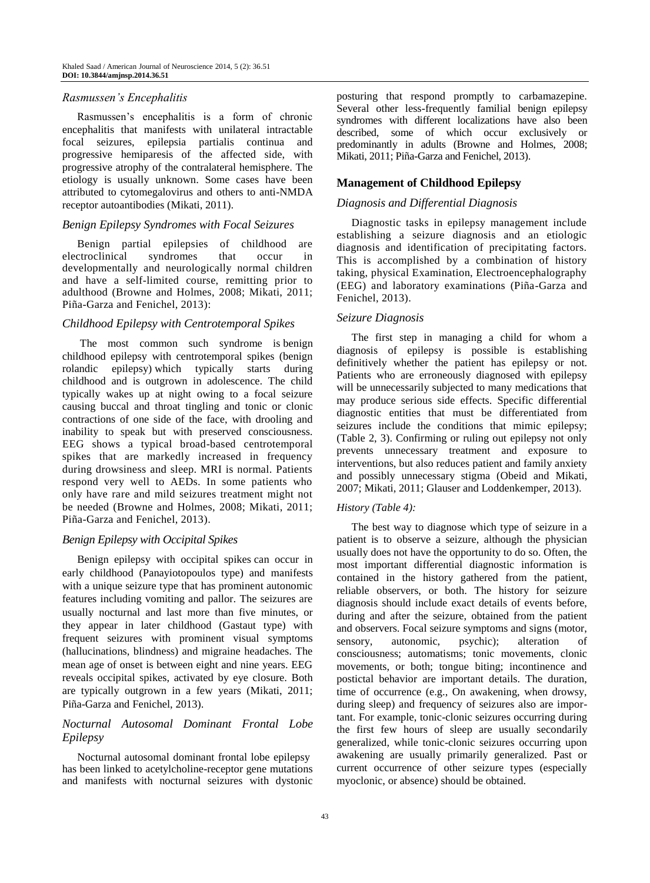### *Rasmussen's Encephalitis*

Rasmussen's encephalitis is a form of chronic encephalitis that manifests with unilateral intractable focal seizures, epilepsia partialis continua and progressive hemiparesis of the affected side, with progressive atrophy of the contralateral hemisphere. The etiology is usually unknown. Some cases have been attributed to cytomegalovirus and others to anti-NMDA receptor autoantibodies (Mikati, 2011).

### *Benign Epilepsy Syndromes with Focal Seizures*

Benign partial epilepsies of childhood are electroclinical syndromes that occur in developmentally and neurologically normal children and have a self-limited course, remitting prior to adulthood (Browne and Holmes, 2008; Mikati, 2011; Piña-Garza and Fenichel, 2013):

### *Childhood Epilepsy with Centrotemporal Spikes*

The most common such syndrome is benign childhood epilepsy with centrotemporal spikes (benign rolandic epilepsy) which typically starts during childhood and is outgrown in adolescence. The child typically wakes up at night owing to a focal seizure causing buccal and throat tingling and tonic or clonic contractions of one side of the face, with drooling and inability to speak but with preserved consciousness. EEG shows a typical broad-based centrotemporal spikes that are markedly increased in frequency during drowsiness and sleep. MRI is normal. Patients respond very well to AEDs. In some patients who only have rare and mild seizures treatment might not be needed (Browne and Holmes, 2008; Mikati, 2011; Piña-Garza and Fenichel, 2013).

### *Benign Epilepsy with Occipital Spikes*

Benign epilepsy with occipital spikes can occur in early childhood (Panayiotopoulos type) and manifests with a unique seizure type that has prominent autonomic features including vomiting and pallor. The seizures are usually nocturnal and last more than five minutes, or they appear in later childhood (Gastaut type) with frequent seizures with prominent visual symptoms (hallucinations, blindness) and migraine headaches. The mean age of onset is between eight and nine years. EEG reveals occipital spikes, activated by eye closure. Both are typically outgrown in a few years (Mikati, 2011; Piña-Garza and Fenichel, 2013).

### *Nocturnal Autosomal Dominant Frontal Lobe Epilepsy*

Nocturnal autosomal dominant frontal lobe epilepsy has been linked to acetylcholine-receptor gene mutations and manifests with nocturnal seizures with dystonic posturing that respond promptly to carbamazepine. Several other less-frequently familial benign epilepsy syndromes with different localizations have also been described, some of which occur exclusively or predominantly in adults (Browne and Holmes, 2008; Mikati, 2011; Piña-Garza and Fenichel, 2013).

## Management of Childhood Epilepsy

### *Diagnosis and Differential Diagnosis*

Diagnostic tasks in epilepsy management include establishing a seizure diagnosis and an etiologic diagnosis and identification of precipitating factors. This is accomplished by a combination of history taking, physical Examination, Electroencephalography (EEG) and laboratory examinations (Piña-Garza and Fenichel, 2013).

### *Seizure Diagnosis*

The first step in managing a child for whom a diagnosis of epilepsy is possible is establishing definitively whether the patient has epilepsy or not. Patients who are erroneously diagnosed with epilepsy will be unnecessarily subjected to many medications that may produce serious side effects. Specific differential diagnostic entities that must be differentiated from seizures include the conditions that mimic epilepsy; (Table 2, 3). Confirming or ruling out epilepsy not only prevents unnecessary treatment and exposure to interventions, but also reduces patient and family anxiety and possibly unnecessary stigma (Obeid and Mikati, 2007; Mikati, 2011; Glauser and Loddenkemper, 2013).

#### *History (Table 4):*

The best way to diagnose which type of seizure in a patient is to observe a seizure, although the physician usually does not have the opportunity to do so. Often, the most important differential diagnostic information is contained in the history gathered from the patient, reliable observers, or both. The history for seizure diagnosis should include exact details of events before, during and after the seizure, obtained from the patient and observers. Focal seizure symptoms and signs (motor, sensory, autonomic, psychic); alteration of consciousness; automatisms; tonic movements, clonic movements, or both; tongue biting; incontinence and postictal behavior are important details. The duration, time of occurrence (e.g., On awakening, when drowsy, during sleep) and frequency of seizures also are important. For example, tonic-clonic seizures occurring during the first few hours of sleep are usually secondarily generalized, while tonic-clonic seizures occurring upon awakening are usually primarily generalized. Past or current occurrence of other seizure types (especially myoclonic, or absence) should be obtained.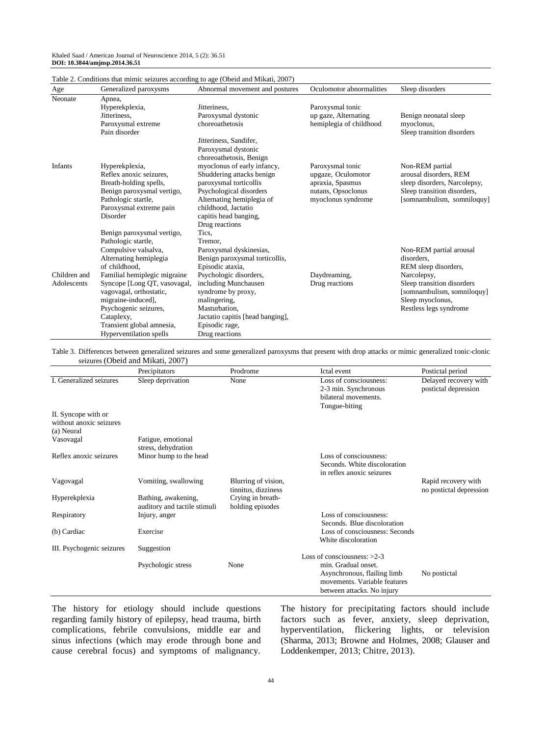Table 2. Conditions that mimic seizures according to age (Obeid and Mikati, 2007)

| Age | Generalized paroxysms | Abnormal movement and postures | Oculomotor abnormalities | Sleep disorders |
|---|---|---|---|---|
| Neonate | Apnea, Hyperekplexia, Jitteriness, Paroxysmal extreme Pain disorder | Jitteriness, Paroxysmal dystonic choreoathetosis | Paroxysmal tonic up gaze, Alternating hemiplegia of childhood | Benign neonatal sleep myoclonus, Sleep transition disorders |
| Infants | Hyperekplexia, Reflex anoxic seizures, Breath-holding spells, Benign paroxysmal vertigo, Pathologic startle, Paroxysmal extreme pain Disorder | Jitteriness, Sandifer, Paroxysmal dystonic choreoathetosis, Benign myoclonus of early infancy, Shuddering attacks benign paroxysmal torticollis Psychological disorders Alternating hemiplegia of childhood, Jactatio capitis head banging, Drug reactions | Paroxysmal tonic upgaze, Oculomotor apraxia, Spasmus nutans, Opsoclonus myoclonus syndrome | Non-REM partial arousal disorders, REM sleep disorders, Narcolepsy, Sleep transition disorders, [somnambulism, somniloquy] |
| Children and Adolescents | Benign paroxysmal vertigo, Pathologic startle, Compulsive valsalva, Alternating hemiplegia of childhood, Familial hemiplegic migraine Syncope [Long QT, vasovagal, vagovagal, orthostatic, migraine-induced], Psychogenic seizures, Cataplexy, Transient global amnesia, Hyperventilation spells | Tics, Tremor, Paroxysmal dyskinesias, Benign paroxysmal torticollis, Episodic ataxia, Psychologic disorders, including Munchausen syndrome by proxy, malingering, Masturbation, Jactatio capitis [head banging], Episodic rage, Drug reactions | Daydreaming, Drug reactions | Non-REM partial arousal disorders, REM sleep disorders, Narcolepsy, Sleep transition disorders [somnambulism, somniloquy] Sleep myoclonus, Restless legs syndrome |

Table 3. Differences between generalized seizures and some generalized paroxysms that present with drop attacks or mimic generalized tonic-clonic seizures (Obeid and Mikati, 2007)

| | Precipitators | Prodrome | Ictal event | Postictal period |
|---|---|---|---|---|
| I. Generalized seizures | Sleep deprivation | None | Loss of consciousness: 2-3 min. Synchronous bilateral movements. Tongue-biting | Delayed recovery with postictal depression |
| II. Syncope with or without anoxic seizures | | | | |
| (a) Neural | | | | |
| Vasovagal | Fatigue, emotional stress, dehydration | | | |
| Reflex anoxic seizures | Minor bump to the head | | Loss of consciousness: Seconds. White discoloration in reflex anoxic seizures | |
| Vagovagal | Vomiting, swallowing | Blurring of vision, tinnitus, dizziness | | Rapid recovery with no postictal depression |
| Hyperekplexia | Bathing, awakening, auditory and tactile stimuli | Crying in breath-holding episodes | | |
| Respiratory | Injury, anger | | Loss of consciousness: Seconds. Blue discoloration | |
| (b) Cardiac | Exercise | | Loss of consciousness: Seconds White discoloration | |
| III. Psychogenic seizures | Suggestion | | | |
| | Psychologic stress | None | Loss of consciousness: >2-3 min. Gradual onset. Asynchronous, flailing limb movements. Variable features between attacks. No injury | No postictal |

The history for etiology should include questions regarding family history of epilepsy, head trauma, birth complications, febrile convulsions, middle ear and sinus infections (which may erode through bone and cause cerebral focus) and symptoms of malignancy.

The history for precipitating factors should include factors such as fever, anxiety, sleep deprivation, hyperventilation, flickering lights, or television (Sharma, 2013; Browne and Holmes, 2008; Glauser and Loddenkemper, 2013; Chitre, 2013).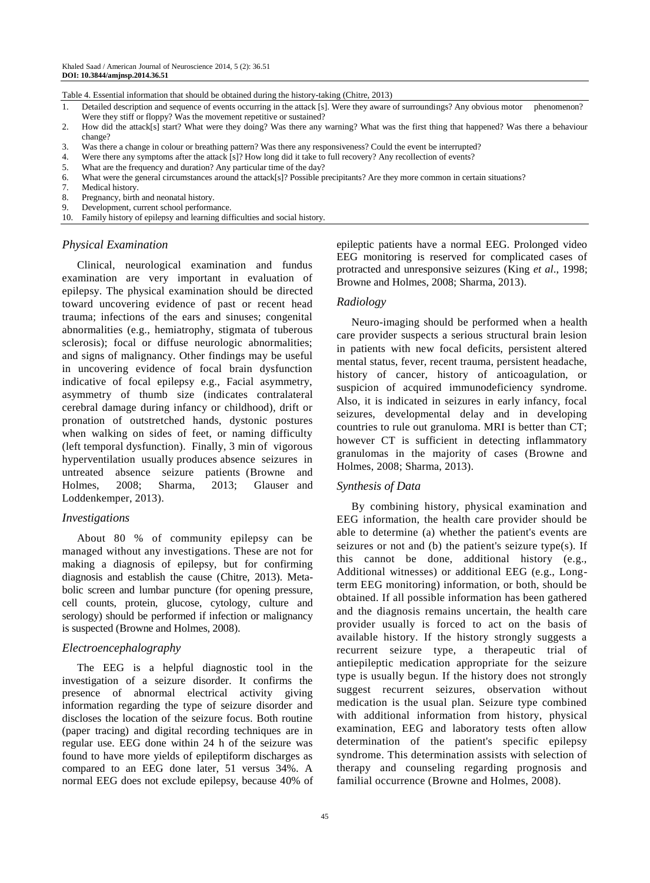Table 4. Essential information that should be obtained during the history-taking (Chitre, 2013)

| | |
|---|---|
| 1. | Detailed description and sequence of events occurring in the attack [s]. Were they aware of surroundings? Any obvious motor phenomenon? Were they stiff or floppy? Was the movement repetitive or sustained? |
| 2. | How did the attack[s] start? What were they doing? Was there any warning? What was the first thing that happened? Was there a behaviour change? |
| 3. | Was there a change in colour or breathing pattern? Was there any responsiveness? Could the event be interrupted? |
| 4. | Were there any symptoms after the attack [s]? How long did it take to full recovery? Any recollection of events? |
| 5. | What are the frequency and duration? Any particular time of the day? |
| 6. | What were the general circumstances around the attack[s]? Possible precipitants? Are they more common in certain situations? |
| 7. | Medical history. |
| 8. | Pregnancy, birth and neonatal history. |
| 9. | Development, current school performance. |
| 10. | Family history of epilepsy and learning difficulties and social history. |

### *Physical Examination*

Clinical, neurological examination and fundus examination are very important in evaluation of epilepsy. The physical examination should be directed toward uncovering evidence of past or recent head trauma; infections of the ears and sinuses; congenital abnormalities (e.g., hemiatrophy, stigmata of tuberous sclerosis); focal or diffuse neurologic abnormalities; and signs of malignancy. Other findings may be useful in uncovering evidence of focal brain dysfunction indicative of focal epilepsy e.g., Facial asymmetry, asymmetry of thumb size (indicates contralateral cerebral damage during infancy or childhood), drift or pronation of outstretched hands, dystonic postures when walking on sides of feet, or naming difficulty (left temporal dysfunction). Finally, 3 min of vigorous hyperventilation usually produces absence seizures in untreated absence seizure patients (Browne and Holmes, 2008; Sharma, 2013; Glauser and Loddenkemper, 2013).

### *Investigations*

About 80 % of community epilepsy can be managed without any investigations. These are not for making a diagnosis of epilepsy, but for confirming diagnosis and establish the cause (Chitre, 2013). Metabolic screen and lumbar puncture (for opening pressure, cell counts, protein, glucose, cytology, culture and serology) should be performed if infection or malignancy is suspected (Browne and Holmes, 2008).

### *Electroencephalography*

The EEG is a helpful diagnostic tool in the investigation of a seizure disorder. It confirms the presence of abnormal electrical activity giving information regarding the type of seizure disorder and discloses the location of the seizure focus. Both routine (paper tracing) and digital recording techniques are in regular use. EEG done within 24 h of the seizure was found to have more yields of epileptiform discharges as compared to an EEG done later, 51 versus 34%. A normal EEG does not exclude epilepsy, because 40% of epileptic patients have a normal EEG. Prolonged video EEG monitoring is reserved for complicated cases of protracted and unresponsive seizures (King *et al.*, 1998; Browne and Holmes, 2008; Sharma, 2013).

### *Radiology*

Neuro-imaging should be performed when a health care provider suspects a serious structural brain lesion in patients with new focal deficits, persistent altered mental status, fever, recent trauma, persistent headache, history of cancer, history of anticoagulation, or suspicion of acquired immunodeficiency syndrome. Also, it is indicated in seizures in early infancy, focal seizures, developmental delay and in developing countries to rule out granuloma. MRI is better than CT; however CT is sufficient in detecting inflammatory granulomas in the majority of cases (Browne and Holmes, 2008; Sharma, 2013).

### *Synthesis of Data*

By combining history, physical examination and EEG information, the health care provider should be able to determine (a) whether the patient's events are seizures or not and (b) the patient's seizure type(s). If this cannot be done, additional history (e.g., Additional witnesses) or additional EEG (e.g., Long-term EEG monitoring) information, or both, should be obtained. If all possible information has been gathered and the diagnosis remains uncertain, the health care provider usually is forced to act on the basis of available history. If the history strongly suggests a recurrent seizure type, a therapeutic trial of antiepileptic medication appropriate for the seizure type is usually begun. If the history does not strongly suggest recurrent seizures, observation without medication is the usual plan. Seizure type combined with additional information from history, physical examination, EEG and laboratory tests often allow determination of the patient's specific epilepsy syndrome. This determination assists with selection of therapy and counseling regarding prognosis and familial occurrence (Browne and Holmes, 2008).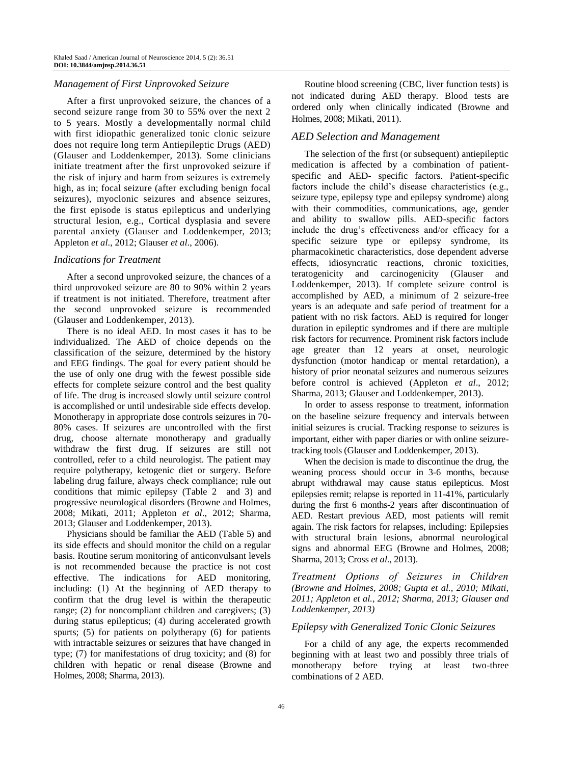### *Management of First Unprovoked Seizure*

After a first unprovoked seizure, the chances of a second seizure range from 30 to 55% over the next 2 to 5 years. Mostly a developmentally normal child with first idiopathic generalized tonic clonic seizure does not require long term Antiepileptic Drugs (AED) (Glauser and Loddenkemper, 2013). Some clinicians initiate treatment after the first unprovoked seizure if the risk of injury and harm from seizures is extremely high, as in; focal seizure (after excluding benign focal seizures), myoclonic seizures and absence seizures, the first episode is status epilepticus and underlying structural lesion, e.g., Cortical dysplasia and severe parental anxiety (Glauser and Loddenkemper, 2013; Appleton *et al*., 2012; Glauser *et al*., 2006).

### *Indications for Treatment*

After a second unprovoked seizure, the chances of a third unprovoked seizure are 80 to 90% within 2 years if treatment is not initiated. Therefore, treatment after the second unprovoked seizure is recommended (Glauser and Loddenkemper, 2013).

There is no ideal AED. In most cases it has to be individualized. The AED of choice depends on the classification of the seizure, determined by the history and EEG findings. The goal for every patient should be the use of only one drug with the fewest possible side effects for complete seizure control and the best quality of life. The drug is increased slowly until seizure control is accomplished or until undesirable side effects develop. Monotherapy in appropriate dose controls seizures in 70-80% cases. If seizures are uncontrolled with the first drug, choose alternate monotherapy and gradually withdraw the first drug. If seizures are still not controlled, refer to a child neurologist. The patient may require polytherapy, ketogenic diet or surgery. Before labeling drug failure, always check compliance; rule out conditions that mimic epilepsy (Table 2 and 3) and progressive neurological disorders (Browne and Holmes, 2008; Mikati, 2011; Appleton *et al*., 2012; Sharma, 2013; Glauser and Loddenkemper, 2013).

Physicians should be familiar the AED (Table 5) and its side effects and should monitor the child on a regular basis. Routine serum monitoring of anticonvulsant levels is not recommended because the practice is not cost effective. The indications for AED monitoring, including: (1) At the beginning of AED therapy to confirm that the drug level is within the therapeutic range; (2) for noncompliant children and caregivers; (3) during status epilepticus; (4) during accelerated growth spurts; (5) for patients on polytherapy (6) for patients with intractable seizures or seizures that have changed in type; (7) for manifestations of drug toxicity; and (8) for children with hepatic or renal disease (Browne and Holmes, 2008; Sharma, 2013).

Routine blood screening (CBC, liver function tests) is not indicated during AED therapy. Blood tests are ordered only when clinically indicated (Browne and Holmes, 2008; Mikati, 2011).

## *AED Selection and Management*

The selection of the first (or subsequent) antiepileptic medication is affected by a combination of patient-specific and AED- specific factors. Patient-specific factors include the child's disease characteristics (e.g., seizure type, epilepsy type and epilepsy syndrome) along with their commodities, communications, age, gender and ability to swallow pills. AED-specific factors include the drug's effectiveness and/or efficacy for a specific seizure type or epilepsy syndrome, its pharmacokinetic characteristics, dose dependent adverse effects, idiosyncratic reactions, chronic toxicities, teratogenicity and carcinogenicity (Glauser and Loddenkemper, 2013). If complete seizure control is accomplished by AED, a minimum of 2 seizure-free years is an adequate and safe period of treatment for a patient with no risk factors. AED is required for longer duration in epileptic syndromes and if there are multiple risk factors for recurrence. Prominent risk factors include age greater than 12 years at onset, neurologic dysfunction (motor handicap or mental retardation), a history of prior neonatal seizures and numerous seizures before control is achieved (Appleton *et al*., 2012; Sharma, 2013; Glauser and Loddenkemper, 2013).

In order to assess response to treatment, information on the baseline seizure frequency and intervals between initial seizures is crucial. Tracking response to seizures is important, either with paper diaries or with online seizure-tracking tools (Glauser and Loddenkemper, 2013).

When the decision is made to discontinue the drug, the weaning process should occur in 3-6 months, because abrupt withdrawal may cause status epilepticus. Most epilepsies remit; relapse is reported in 11-41%, particularly during the first 6 months-2 years after discontinuation of AED. Restart previous AED, most patients will remit again. The risk factors for relapses, including: Epilepsies with structural brain lesions, abnormal neurological signs and abnormal EEG (Browne and Holmes, 2008; Sharma, 2013; Cross *et al*., 2013).

### *Treatment Options of Seizures in Children (Browne and Holmes, 2008; Gupta et al., 2010; Mikati, 2011; Appleton et al., 2012; Sharma, 2013; Glauser and Loddenkemper, 2013)*

### *Epilepsy with Generalized Tonic Clonic Seizures*

For a child of any age, the experts recommended beginning with at least two and possibly three trials of monotherapy before trying at least two-three combinations of 2 AED.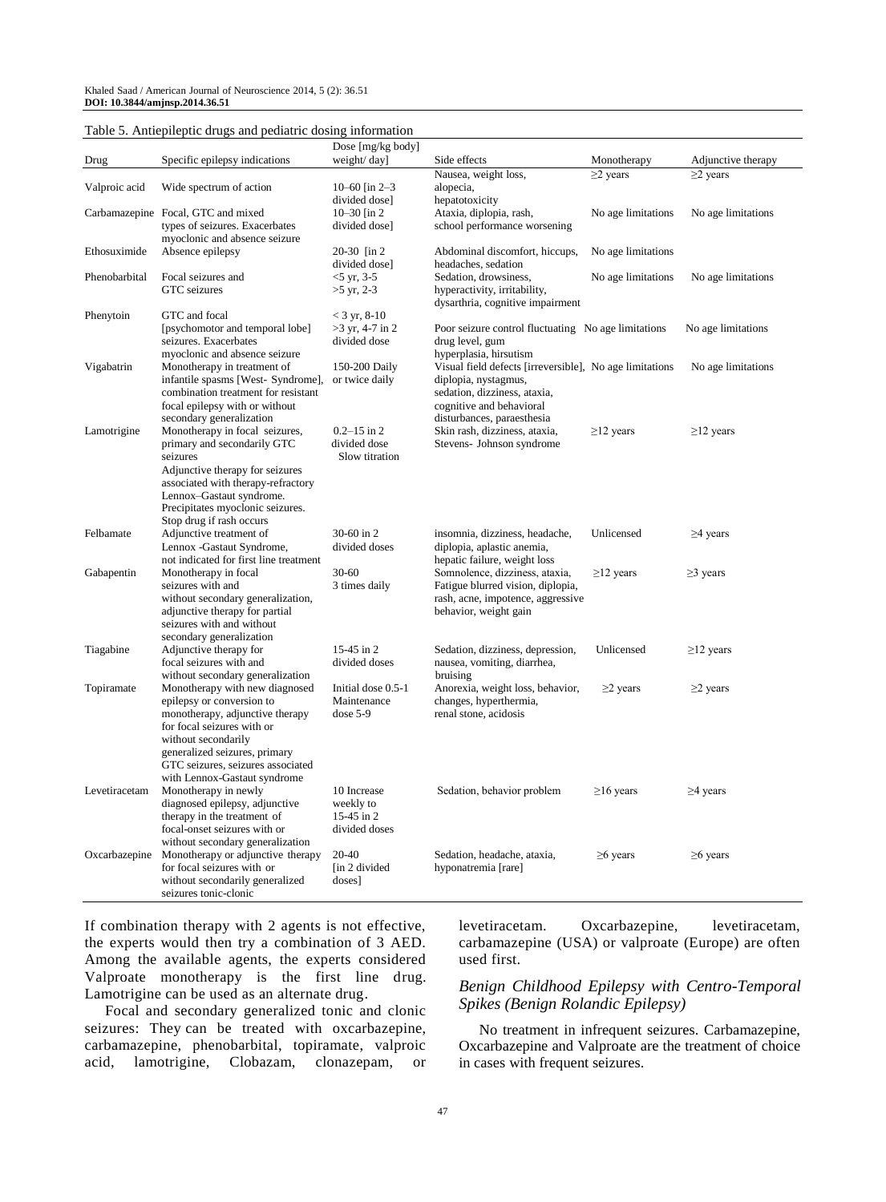Table 5. Antiepileptic drugs and pediatric dosing information

| Drug | Specific epilepsy indications | Dose [mg/kg body] weight/ day] | Side effects | Monotherapy | Adjunctive therapy |
|---|---|---|---|---|---|
| Valproic acid | Wide spectrum of action | 10–60 [in 2–3 divided dose] | Nausea, weight loss, alopecia, hepatotoxicity | ≥2 years | ≥2 years |
| Carbamazepine | Focal, GTC and mixed types of seizures. Exacerbates myoclonic and absence seizure | 10–30 [in 2 divided dose] | Ataxia, diplopia, rash, school performance worsening | No age limitations | No age limitations |
| Ethosuximide | Absence epilepsy | 20-30 [in 2 divided dose] | Abdominal discomfort, hiccups, headaches, sedation | No age limitations | |
| Phenobarbital | Focal seizures and GTC seizures | <5 yr, 3-5 >5 yr, 2-3 | Sedation, drowsiness, hyperactivity, irritability, dysarthria, cognitive impairment | No age limitations | No age limitations |
| Phenytoin | GTC and focal [psychomotor and temporal lobe] seizures. Exacerbates myoclonic and absence seizure | < 3 yr, 8-10 >3 yr, 4-7 in 2 divided dose | Poor seizure control fluctuating drug level, gum hyperplasia, hirsutism | No age limitations | No age limitations |
| Vigabatrin | Monotherapy in treatment of infantile spasms [West- Syndrome], combination treatment for resistant focal epilepsy with or without secondary generalization | 150-200 Daily or twice daily | Visual field defects [irreversible], diplopia, nystagmus, sedation, dizziness, ataxia, cognitive and behavioral disturbances, paraesthesia | No age limitations | No age limitations |
| Lamotrigine | Monotherapy in focal seizures, primary and secondarily GTC seizures Adjunctive therapy for seizures associated with therapy-refractory Lennox–Gastaut syndrome. Precipitates myoclonic seizures. Stop drug if rash occurs | 0.2–15 in 2 divided dose Slow titration | Skin rash, dizziness, ataxia, Stevens- Johnson syndrome | ≥12 years | ≥12 years |
| Felbamate | Adjunctive treatment of Lennox -Gastaut Syndrome, not indicated for first line treatment | 30-60 in 2 divided doses | insomnia, dizziness, headache, diplopia, aplastic anemia, hepatic failure, weight loss | Unlicensed | ≥4 years |
| Gabapentin | Monotherapy in focal seizures with and without secondary generalization, adjunctive therapy for partial seizures with and without secondary generalization | 30-60 3 times daily | Somnolence, dizziness, ataxia, Fatigue blurred vision, diplopia, rash, acne, impotence, aggressive behavior, weight gain | ≥12 years | ≥3 years |
| Tiagabine | Adjunctive therapy for focal seizures with and without secondary generalization | 15-45 in 2 divided doses | Sedation, dizziness, depression, nausea, vomiting, diarrhea, bruising | Unlicensed | ≥12 years |
| Topiramate | Monotherapy with new diagnosed epilepsy or conversion to monotherapy, adjunctive therapy for focal seizures with or without secondarily generalized seizures, primary GTC seizures, seizures associated with Lennox-Gastaut syndrome | Initial dose 0.5-1 Maintenance dose 5-9 | Anorexia, weight loss, behavior, changes, hyperthermia, renal stone, acidosis | ≥2 years | ≥2 years |
| Levetiracetam | Monotherapy in newly diagnosed epilepsy, adjunctive therapy in the treatment of focal-onset seizures with or without secondary generalization | 10 Increase weekly to 15-45 in 2 divided doses | Sedation, behavior problem | ≥16 years | ≥4 years |
| Oxcarbazepine | Monotherapy or adjunctive therapy for focal seizures with or without secondarily generalized seizures tonic-clonic | 20-40 [in 2 divided doses] | Sedation, headache, ataxia, hyponatremia [rare] | ≥6 years | ≥6 years |

If combination therapy with 2 agents is not effective, the experts would then try a combination of 3 AED. Among the available agents, the experts considered Valproate monotherapy is the first line drug. Lamotrigine can be used as an alternate drug.

Focal and secondary generalized tonic and clonic seizures: They can be treated with oxcarbazepine, carbamazepine, phenobarbital, topiramate, valproic acid, lamotrigine, Clobazam, clonazepam, or levetiracetam. Oxcarbazepine, levetiracetam, carbamazepine (USA) or valproate (Europe) are often used first.

### *Benign Childhood Epilepsy with Centro-Temporal Spikes (Benign Rolandic Epilepsy)*

No treatment in infrequent seizures. Carbamazepine, Oxcarbazepine and Valproate are the treatment of choice in cases with frequent seizures.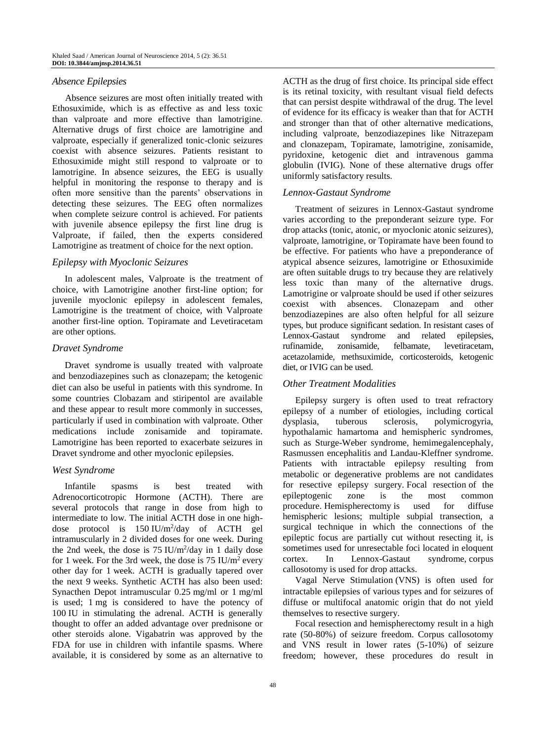### *Absence Epilepsies*

Absence seizures are most often initially treated with Ethosuximide, which is as effective as and less toxic than valproate and more effective than lamotrigine. Alternative drugs of first choice are lamotrigine and valproate, especially if generalized tonic-clonic seizures coexist with absence seizures. Patients resistant to Ethosuximide might still respond to valproate or to lamotrigine. In absence seizures, the EEG is usually helpful in monitoring the response to therapy and is often more sensitive than the parents' observations in detecting these seizures. The EEG often normalizes when complete seizure control is achieved. For patients with juvenile absence epilepsy the first line drug is Valproate, if failed, then the experts considered Lamotrigine as treatment of choice for the next option.

### *Epilepsy with Myoclonic Seizures*

In adolescent males, Valproate is the treatment of choice, with Lamotrigine another first-line option; for juvenile myoclonic epilepsy in adolescent females, Lamotrigine is the treatment of choice, with Valproate another first-line option. Topiramate and Levetiracetam are other options.

### *Dravet Syndrome*

Dravet syndrome is usually treated with valproate and benzodiazepines such as clonazepam; the ketogenic diet can also be useful in patients with this syndrome. In some countries Clobazam and stiripentol are available and these appear to result more commonly in successes, particularly if used in combination with valproate. Other medications include zonisamide and topiramate. Lamotrigine has been reported to exacerbate seizures in Dravet syndrome and other myoclonic epilepsies.

### *West Syndrome*

Infantile spasms is best treated with Adrenocorticotropic Hormone (ACTH). There are several protocols that range in dose from high to intermediate to low. The initial ACTH dose in one high-dose protocol is 150 IU/$m^2$/day of ACTH gel intramuscularly in 2 divided doses for one week. During the 2nd week, the dose is 75 IU/$m^2$/day in 1 daily dose for 1 week. For the 3rd week, the dose is 75 IU/$m^2$ every other day for 1 week. ACTH is gradually tapered over the next 9 weeks. Synthetic ACTH has also been used: Synacthen Depot intramuscular 0.25 mg/ml or 1 mg/ml is used; 1 mg is considered to have the potency of 100 IU in stimulating the adrenal. ACTH is generally thought to offer an added advantage over prednisone or other steroids alone. Vigabatrin was approved by the FDA for use in children with infantile spasms. Where available, it is considered by some as an alternative to ACTH as the drug of first choice. Its principal side effect is its retinal toxicity, with resultant visual field defects that can persist despite withdrawal of the drug. The level of evidence for its efficacy is weaker than that for ACTH and stronger than that of other alternative medications, including valproate, benzodiazepines like Nitrazepam and clonazepam, Topiramate, lamotrigine, zonisamide, pyridoxine, ketogenic diet and intravenous gamma globulin (IVIG). None of these alternative drugs offer uniformly satisfactory results.

### *Lennox-Gastaut Syndrome*

Treatment of seizures in Lennox-Gastaut syndrome varies according to the preponderant seizure type. For drop attacks (tonic, atonic, or myoclonic atonic seizures), valproate, lamotrigine, or Topiramate have been found to be effective. For patients who have a preponderance of atypical absence seizures, lamotrigine or Ethosuximide are often suitable drugs to try because they are relatively less toxic than many of the alternative drugs. Lamotrigine or valproate should be used if other seizures coexist with absences. Clonazepam and other benzodiazepines are also often helpful for all seizure types, but produce significant sedation. In resistant cases of Lennox-Gastaut syndrome and related epilepsies, rufinamide, zonisamide, felbamate, levetiracetam, acetazolamide, methsuximide, corticosteroids, ketogenic diet, or IVIG can be used.

### *Other Treatment Modalities*

Epilepsy surgery is often used to treat refractory epilepsy of a number of etiologies, including cortical dysplasia, tuberous sclerosis, polymicrogyria, hypothalamic hamartoma and hemispheric syndromes, such as Sturge-Weber syndrome, hemimegalencephaly, Rasmussen encephalitis and Landau-Kleffner syndrome. Patients with intractable epilepsy resulting from metabolic or degenerative problems are not candidates for resective epilepsy surgery. Focal resection of the epileptogenic zone is the most common procedure. Hemispherectomy is used for diffuse hemispheric lesions; multiple subpial transection, a surgical technique in which the connections of the epileptic focus are partially cut without resecting it, is sometimes used for unresectable foci located in eloquent cortex. In Lennox-Gastaut syndrome, corpus callosotomy is used for drop attacks.

Vagal Nerve Stimulation (VNS) is often used for intractable epilepsies of various types and for seizures of diffuse or multifocal anatomic origin that do not yield themselves to resective surgery.

Focal resection and hemispherectomy result in a high rate (50-80%) of seizure freedom. Corpus callosotomy and VNS result in lower rates (5-10%) of seizure freedom; however, these procedures do result in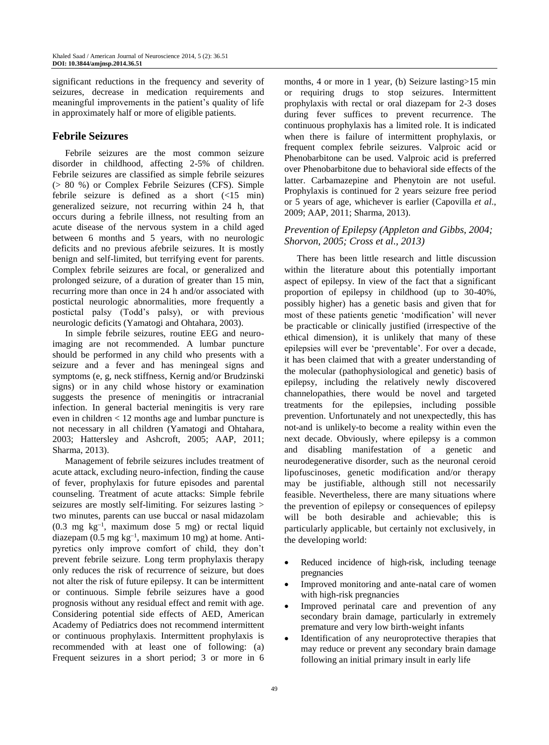significant reductions in the frequency and severity of seizures, decrease in medication requirements and meaningful improvements in the patient's quality of life in approximately half or more of eligible patients.

## Febrile Seizures

Febrile seizures are the most common seizure disorder in childhood, affecting 2-5% of children. Febrile seizures are classified as simple febrile seizures (> 80 %) or Complex Febrile Seizures (CFS). Simple febrile seizure is defined as a short (<15 min) generalized seizure, not recurring within 24 h, that occurs during a febrile illness, not resulting from an acute disease of the nervous system in a child aged between 6 months and 5 years, with no neurologic deficits and no previous afebrile seizures. It is mostly benign and self-limited, but terrifying event for parents. Complex febrile seizures are focal, or generalized and prolonged seizure, of a duration of greater than 15 min, recurring more than once in 24 h and/or associated with postictal neurologic abnormalities, more frequently a postictal palsy (Todd's palsy), or with previous neurologic deficits (Yamatogi and Ohtahara, 2003).

In simple febrile seizures, routine EEG and neuro-imaging are not recommended. A lumbar puncture should be performed in any child who presents with a seizure and a fever and has meningeal signs and symptoms (e, g, neck stiffness, Kernig and/or Brudzinski signs) or in any child whose history or examination suggests the presence of meningitis or intracranial infection. In general bacterial meningitis is very rare even in children < 12 months age and lumbar puncture is not necessary in all children (Yamatogi and Ohtahara, 2003; Hattersley and Ashcroft, 2005; AAP, 2011; Sharma, 2013).

Management of febrile seizures includes treatment of acute attack, excluding neuro-infection, finding the cause of fever, prophylaxis for future episodes and parental counseling. Treatment of acute attacks: Simple febrile seizures are mostly self-limiting. For seizures lasting > two minutes, parents can use buccal or nasal midazolam (0.3 mg $kg^{-1}$, maximum dose 5 mg) or rectal liquid diazepam (0.5 mg $kg^{-1}$, maximum 10 mg) at home. Anti-pyretics only improve comfort of child, they don't prevent febrile seizure. Long term prophylaxis therapy only reduces the risk of recurrence of seizure, but does not alter the risk of future epilepsy. It can be intermittent or continuous. Simple febrile seizures have a good prognosis without any residual effect and remit with age. Considering potential side effects of AED, American Academy of Pediatrics does not recommend intermittent or continuous prophylaxis. Intermittent prophylaxis is recommended with at least one of following: (a) Frequent seizures in a short period; 3 or more in 6 months, 4 or more in 1 year, (b) Seizure lasting>15 min or requiring drugs to stop seizures. Intermittent prophylaxis with rectal or oral diazepam for 2-3 doses during fever suffices to prevent recurrence. The continuous prophylaxis has a limited role. It is indicated when there is failure of intermittent prophylaxis, or frequent complex febrile seizures. Valproic acid or Phenobarbitone can be used. Valproic acid is preferred over Phenobarbitone due to behavioral side effects of the latter. Carbamazepine and Phenytoin are not useful. Prophylaxis is continued for 2 years seizure free period or 5 years of age, whichever is earlier (Capovilla *et al*., 2009; AAP, 2011; Sharma, 2013).

### *Prevention of Epilepsy (Appleton and Gibbs, 2004; Shorvon, 2005; Cross et al., 2013)*

There has been little research and little discussion within the literature about this potentially important aspect of epilepsy. In view of the fact that a significant proportion of epilepsy in childhood (up to 30-40%, possibly higher) has a genetic basis and given that for most of these patients genetic 'modification' will never be practicable or clinically justified (irrespective of the ethical dimension), it is unlikely that many of these epilepsies will ever be 'preventable'. For over a decade, it has been claimed that with a greater understanding of the molecular (pathophysiological and genetic) basis of epilepsy, including the relatively newly discovered channelopathies, there would be novel and targeted treatments for the epilepsies, including possible prevention. Unfortunately and not unexpectedly, this has not-and is unlikely-to become a reality within even the next decade. Obviously, where epilepsy is a common and disabling manifestation of a genetic and neurodegenerative disorder, such as the neuronal ceroid lipofuscinoses, genetic modification and/or therapy may be justifiable, although still not necessarily feasible. Nevertheless, there are many situations where the prevention of epilepsy or consequences of epilepsy will be both desirable and achievable; this is particularly applicable, but certainly not exclusively, in the developing world:

- Reduced incidence of high-risk, including teenage pregnancies
- Improved monitoring and ante-natal care of women with high-risk pregnancies
- Improved perinatal care and prevention of any secondary brain damage, particularly in extremely premature and very low birth-weight infants
- Identification of any neuroprotective therapies that may reduce or prevent any secondary brain damage following an initial primary insult in early life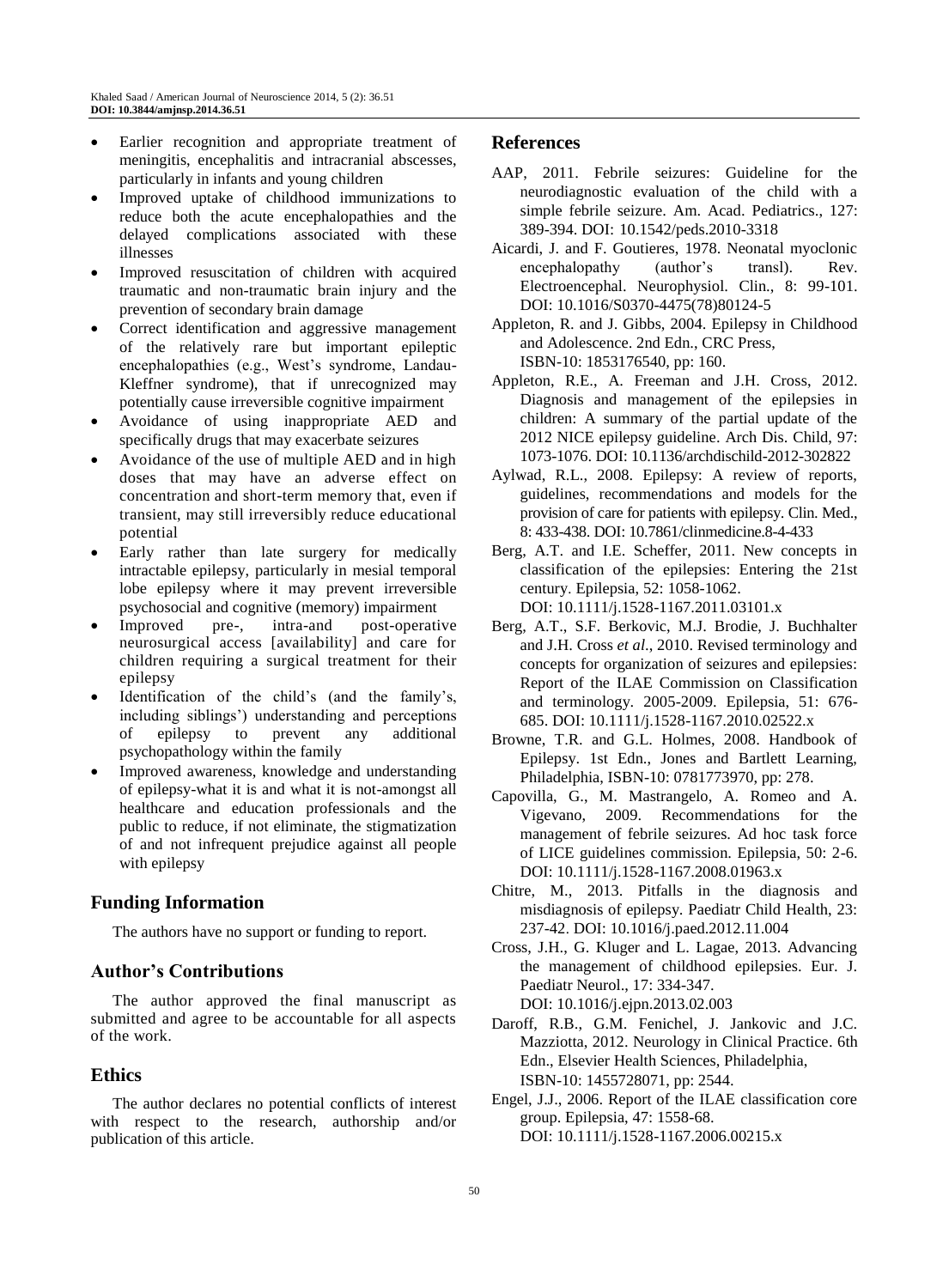- Earlier recognition and appropriate treatment of meningitis, encephalitis and intracranial abscesses, particularly in infants and young children
- Improved uptake of childhood immunizations to reduce both the acute encephalopathies and the delayed complications associated with these illnesses
- Improved resuscitation of children with acquired traumatic and non-traumatic brain injury and the prevention of secondary brain damage
- Correct identification and aggressive management of the relatively rare but important epileptic encephalopathies (e.g., West's syndrome, Landau-Kleffner syndrome), that if unrecognized may potentially cause irreversible cognitive impairment
- Avoidance of using inappropriate AED and specifically drugs that may exacerbate seizures
- Avoidance of the use of multiple AED and in high doses that may have an adverse effect on concentration and short-term memory that, even if transient, may still irreversibly reduce educational potential
- Early rather than late surgery for medically intractable epilepsy, particularly in mesial temporal lobe epilepsy where it may prevent irreversible psychosocial and cognitive (memory) impairment
- Improved pre-, intra-and post-operative neurosurgical access [availability] and care for children requiring a surgical treatment for their epilepsy
- Identification of the child's (and the family's, including siblings') understanding and perceptions of epilepsy to prevent any additional psychopathology within the family
- Improved awareness, knowledge and understanding of epilepsy-what it is and what it is not-amongst all healthcare and education professionals and the public to reduce, if not eliminate, the stigmatization of and not infrequent prejudice against all people with epilepsy

## Funding Information

The authors have no support or funding to report.

## Author's Contributions

The author approved the final manuscript as submitted and agree to be accountable for all aspects of the work.

## Ethics

The author declares no potential conflicts of interest with respect to the research, authorship and/or publication of this article.

## References

AAP, 2011. Febrile seizures: Guideline for the neurodiagnostic evaluation of the child with a simple febrile seizure. Am. Acad. Pediatrics., 127: 389-394. DOI: 10.1542/peds.2010-3318

Aicardi, J. and F. Goutieres, 1978. Neonatal myoclonic encephalopathy (author's transl). Rev. Electroencephal. Neurophysiol. Clin., 8: 99-101. DOI: 10.1016/S0370-4475(78)80124-5

Appleton, R. and J. Gibbs, 2004. Epilepsy in Childhood and Adolescence. 2nd Edn., CRC Press, ISBN-10: 1853176540, pp: 160.

Appleton, R.E., A. Freeman and J.H. Cross, 2012. Diagnosis and management of the epilepsies in children: A summary of the partial update of the 2012 NICE epilepsy guideline. Arch Dis. Child, 97: 1073-1076. DOI: 10.1136/archdischild-2012-302822

Aylwad, R.L., 2008. Epilepsy: A review of reports, guidelines, recommendations and models for the provision of care for patients with epilepsy. Clin. Med., 8: 433-438. DOI: 10.7861/clinmedicine.8-4-433

Berg, A.T. and I.E. Scheffer, 2011. New concepts in classification of the epilepsies: Entering the 21st century. Epilepsia, 52: 1058-1062. DOI: 10.1111/j.1528-1167.2011.03101.x

Berg, A.T., S.F. Berkovic, M.J. Brodie, J. Buchhalter and J.H. Cross *et al*., 2010. Revised terminology and concepts for organization of seizures and epilepsies: Report of the ILAE Commission on Classification and terminology. 2005-2009. Epilepsia, 51: 676-685. DOI: 10.1111/j.1528-1167.2010.02522.x

Browne, T.R. and G.L. Holmes, 2008. Handbook of Epilepsy. 1st Edn., Jones and Bartlett Learning, Philadelphia, ISBN-10: 0781773970, pp: 278.

Capovilla, G., M. Mastrangelo, A. Romeo and A. Vigevano, 2009. Recommendations for the management of febrile seizures. Ad hoc task force of LICE guidelines commission. Epilepsia, 50: 2-6. DOI: 10.1111/j.1528-1167.2008.01963.x

Chitre, M., 2013. Pitfalls in the diagnosis and misdiagnosis of epilepsy. Paediatr Child Health, 23: 237-42. DOI: 10.1016/j.paed.2012.11.004

Cross, J.H., G. Kluger and L. Lagae, 2013. Advancing the management of childhood epilepsies. Eur. J. Paediatr Neurol., 17: 334-347. DOI: 10.1016/j.ejpn.2013.02.003

Daroff, R.B., G.M. Fenichel, J. Jankovic and J.C. Mazziotta, 2012. Neurology in Clinical Practice. 6th Edn., Elsevier Health Sciences, Philadelphia, ISBN-10: 1455728071, pp: 2544.

Engel, J.J., 2006. Report of the ILAE classification core group. Epilepsia, 47: 1558-68. DOI: 10.1111/j.1528-1167.2006.00215.x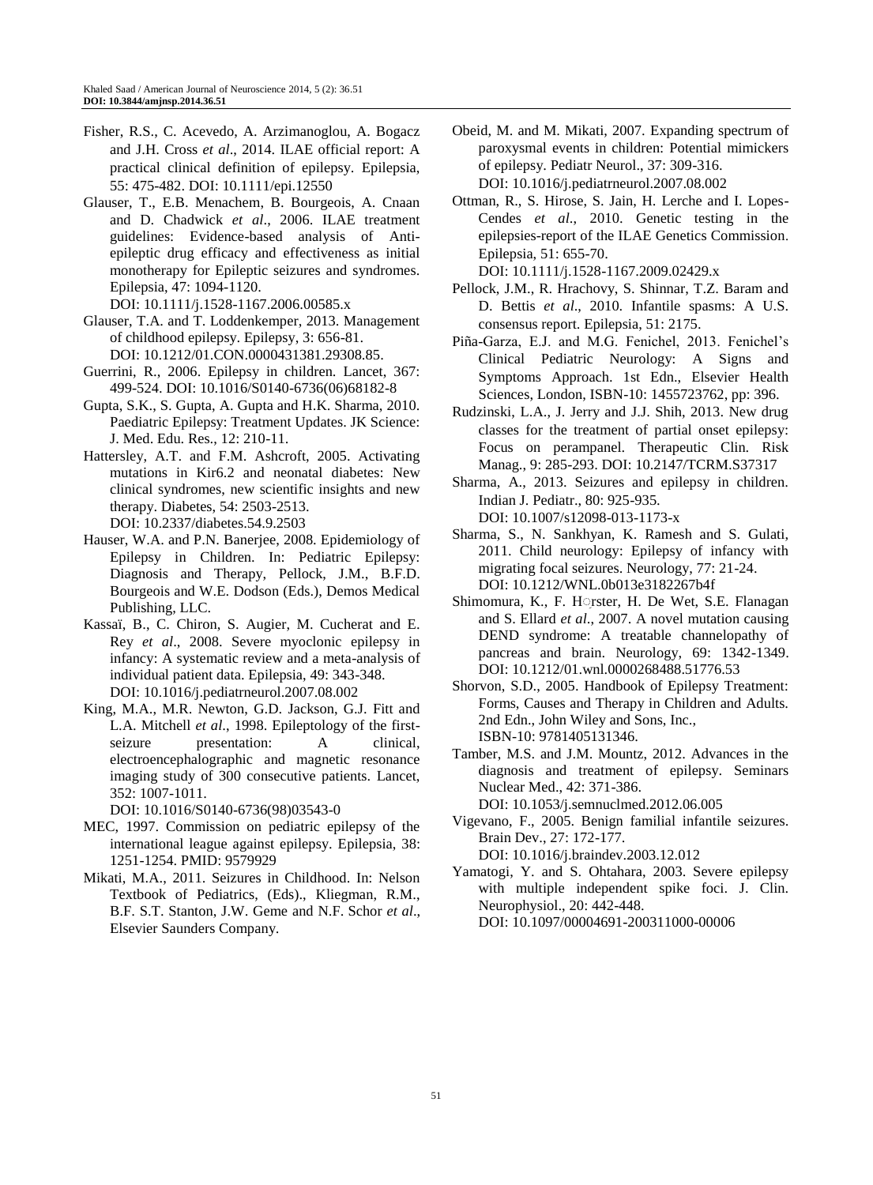Fisher, R.S., C. Acevedo, A. Arzimanoglou, A. Bogacz and J.H. Cross *et al*., 2014. ILAE official report: A practical clinical definition of epilepsy. Epilepsia, 55: 475-482. DOI: 10.1111/epi.12550

Glauser, T., E.B. Menachem, B. Bourgeois, A. Cnaan and D. Chadwick *et al*., 2006. ILAE treatment guidelines: Evidence-based analysis of Anti-epileptic drug efficacy and effectiveness as initial monotherapy for Epileptic seizures and syndromes. Epilepsia, 47: 1094-1120. DOI: 10.1111/j.1528-1167.2006.00585.x

Glauser, T.A. and T. Loddenkemper, 2013. Management of childhood epilepsy. Epilepsy, 3: 656-81. DOI: 10.1212/01.CON.0000431381.29308.85.

Guerrini, R., 2006. Epilepsy in children. Lancet, 367: 499-524. DOI: 10.1016/S0140-6736(06)68182-8

Gupta, S.K., S. Gupta, A. Gupta and H.K. Sharma, 2010. Paediatric Epilepsy: Treatment Updates. JK Science: J. Med. Edu. Res., 12: 210-11.

Hattersley, A.T. and F.M. Ashcroft, 2005. Activating mutations in Kir6.2 and neonatal diabetes: New clinical syndromes, new scientific insights and new therapy. Diabetes, 54: 2503-2513. DOI: 10.2337/diabetes.54.9.2503

Hauser, W.A. and P.N. Banerjee, 2008. Epidemiology of Epilepsy in Children. In: Pediatric Epilepsy: Diagnosis and Therapy, Pellock, J.M., B.F.D. Bourgeois and W.E. Dodson (Eds.), Demos Medical Publishing, LLC.

Kassaï, B., C. Chiron, S. Augier, M. Cucherat and E. Rey *et al*., 2008. Severe myoclonic epilepsy in infancy: A systematic review and a meta-analysis of individual patient data. Epilepsia, 49: 343-348. DOI: 10.1016/j.pediatrneurol.2007.08.002

King, M.A., M.R. Newton, G.D. Jackson, G.J. Fitt and L.A. Mitchell *et al*., 1998. Epileptology of the first-seizure presentation: A clinical, electroencephalographic and magnetic resonance imaging study of 300 consecutive patients. Lancet, 352: 1007-1011. DOI: 10.1016/S0140-6736(98)03543-0

MEC, 1997. Commission on pediatric epilepsy of the international league against epilepsy. Epilepsia, 38: 1251-1254. PMID: 9579929

Mikati, M.A., 2011. Seizures in Childhood. In: Nelson Textbook of Pediatrics, (Eds)., Kliegman, R.M., B.F. S.T. Stanton, J.W. Geme and N.F. Schor *et al*., Elsevier Saunders Company.

Obeid, M. and M. Mikati, 2007. Expanding spectrum of paroxysmal events in children: Potential mimickers of epilepsy. Pediatr Neurol., 37: 309-316. DOI: 10.1016/j.pediatrneurol.2007.08.002

Ottman, R., S. Hirose, S. Jain, H. Lerche and I. Lopes-Cendes *et al*., 2010. Genetic testing in the epilepsies-report of the ILAE Genetics Commission. Epilepsia, 51: 655-70. DOI: 10.1111/j.1528-1167.2009.02429.x

Pellock, J.M., R. Hrachovy, S. Shinnar, T.Z. Baram and D. Bettis *et al*., 2010. Infantile spasms: A U.S. consensus report. Epilepsia, 51: 2175.

Piña-Garza, E.J. and M.G. Fenichel, 2013. Fenichel's Clinical Pediatric Neurology: A Signs and Symptoms Approach. 1st Edn., Elsevier Health Sciences, London, ISBN-10: 1455723762, pp: 396.

Rudzinski, L.A., J. Jerry and J.J. Shih, 2013. New drug classes for the treatment of partial onset epilepsy: Focus on perampanel. Therapeutic Clin. Risk Manag., 9: 285-293. DOI: 10.2147/TCRM.S37317

Sharma, A., 2013. Seizures and epilepsy in children. Indian J. Pediatr., 80: 925-935. DOI: 10.1007/s12098-013-1173-x

Sharma, S., N. Sankhyan, K. Ramesh and S. Gulati, 2011. Child neurology: Epilepsy of infancy with migrating focal seizures. Neurology, 77: 21-24. DOI: 10.1212/WNL.0b013e3182267b4f

Shimomura, K., F. H○rster, H. De Wet, S.E. Flanagan and S. Ellard *et al*., 2007. A novel mutation causing DEND syndrome: A treatable channelopathy of pancreas and brain. Neurology, 69: 1342-1349. DOI: 10.1212/01.wnl.0000268488.51776.53

Shorvon, S.D., 2005. Handbook of Epilepsy Treatment: Forms, Causes and Therapy in Children and Adults. 2nd Edn., John Wiley and Sons, Inc., ISBN-10: 9781405131346.

Tamber, M.S. and J.M. Mountz, 2012. Advances in the diagnosis and treatment of epilepsy. Seminars Nuclear Med., 42: 371-386. DOI: 10.1053/j.semnuclmed.2012.06.005

Vigevano, F., 2005. Benign familial infantile seizures. Brain Dev., 27: 172-177. DOI: 10.1016/j.braindev.2003.12.012

Yamatogi, Y. and S. Ohtahara, 2003. Severe epilepsy with multiple independent spike foci. J. Clin. Neurophysiol., 20: 442-448. DOI: 10.1097/00004691-200311000-00006